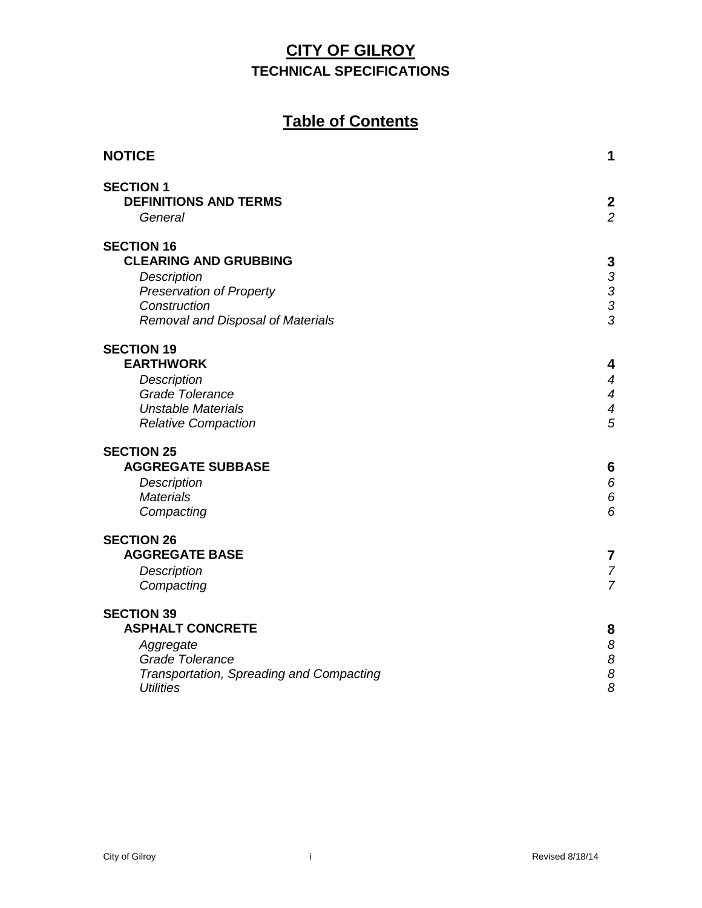# CITY OF GILROY

## TECHNICAL SPECIFICATIONS

## Table of Contents

| | |
|---|---|
| **NOTICE** | **1** |
| **SECTION 1** | |
| **DEFINITIONS AND TERMS** | **2** |
| *General* | *2* |
| **SECTION 16** | |
| **CLEARING AND GRUBBING** | **3** |
| *Description* | *3* |
| *Preservation of Property* | *3* |
| *Construction* | *3* |
| *Removal and Disposal of Materials* | *3* |
| **SECTION 19** | |
| **EARTHWORK** | **4** |
| *Description* | *4* |
| *Grade Tolerance* | *4* |
| *Unstable Materials* | *4* |
| *Relative Compaction* | *5* |
| **SECTION 25** | |
| **AGGREGATE SUBBASE** | **6** |
| *Description* | *6* |
| *Materials* | *6* |
| *Compacting* | *6* |
| **SECTION 26** | |
| **AGGREGATE BASE** | **7** |
| *Description* | *7* |
| *Compacting* | *7* |
| **SECTION 39** | |
| **ASPHALT CONCRETE** | **8** |
| *Aggregate* | *8* |
| *Grade Tolerance* | *8* |
| *Transportation, Spreading and Compacting* | *8* |
| *Utilities* | *8* |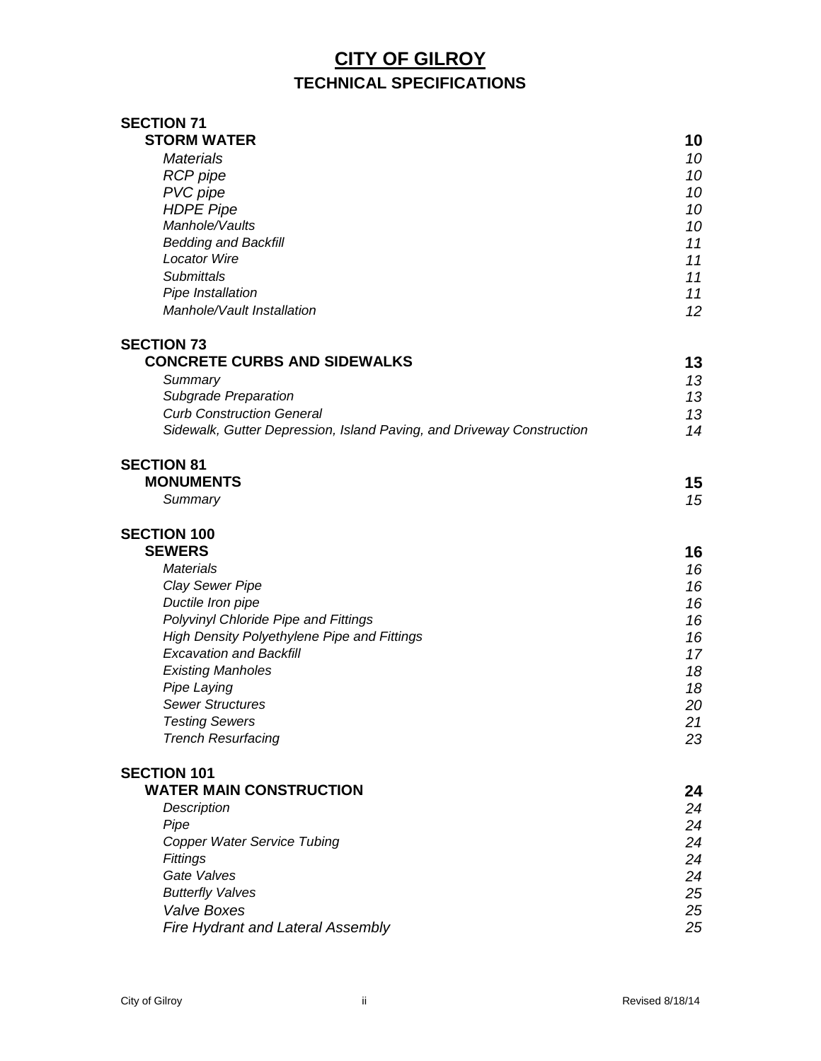# CITY OF GILROY

## TECHNICAL SPECIFICATIONS

| | |
|---|---|
| **SECTION 71** | |
| **STORM WATER** | **10** |
| *Materials* | *10* |
| *RCP pipe* | *10* |
| *PVC pipe* | *10* |
| *HDPE Pipe* | *10* |
| *Manhole/Vaults* | *10* |
| *Bedding and Backfill* | *11* |
| *Locator Wire* | *11* |
| *Submittals* | *11* |
| *Pipe Installation* | *11* |
| *Manhole/Vault Installation* | *12* |
| **SECTION 73** | |
| **CONCRETE CURBS AND SIDEWALKS** | **13** |
| *Summary* | *13* |
| *Subgrade Preparation* | *13* |
| *Curb Construction General* | *13* |
| *Sidewalk, Gutter Depression, Island Paving, and Driveway Construction* | *14* |
| **SECTION 81** | |
| **MONUMENTS** | **15** |
| *Summary* | *15* |
| **SECTION 100** | |
| **SEWERS** | **16** |
| *Materials* | *16* |
| *Clay Sewer Pipe* | *16* |
| *Ductile Iron pipe* | *16* |
| *Polyvinyl Chloride Pipe and Fittings* | *16* |
| *High Density Polyethylene Pipe and Fittings* | *16* |
| *Excavation and Backfill* | *17* |
| *Existing Manholes* | *18* |
| *Pipe Laying* | *18* |
| *Sewer Structures* | *20* |
| *Testing Sewers* | *21* |
| *Trench Resurfacing* | *23* |
| **SECTION 101** | |
| **WATER MAIN CONSTRUCTION** | **24** |
| *Description* | *24* |
| *Pipe* | *24* |
| *Copper Water Service Tubing* | *24* |
| *Fittings* | *24* |
| *Gate Valves* | *24* |
| *Butterfly Valves* | *25* |
| *Valve Boxes* | *25* |
| *Fire Hydrant and Lateral Assembly* | *25* |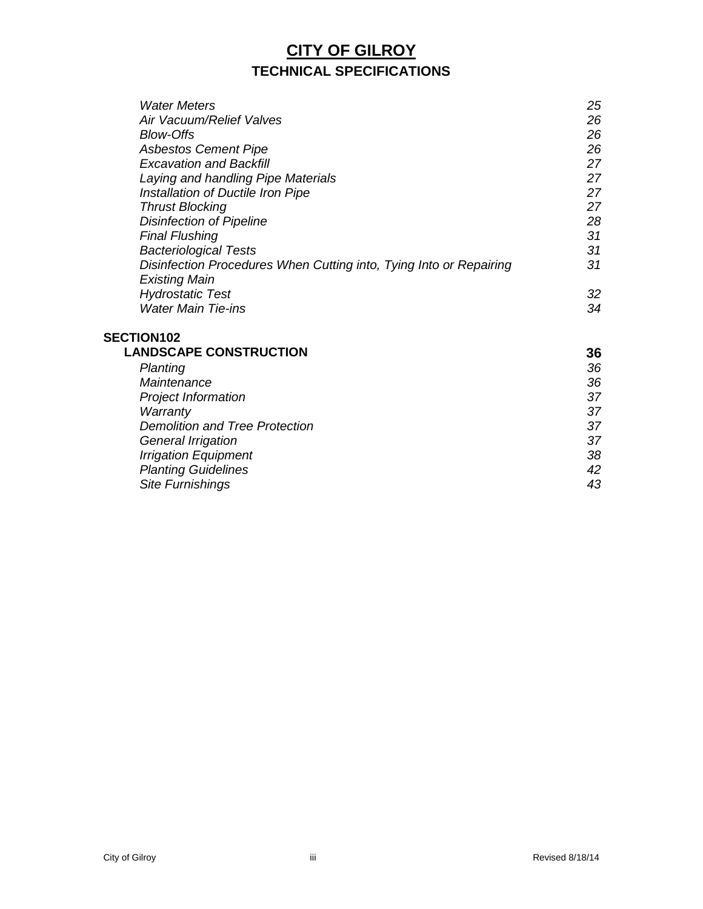# CITY OF GILROY

## TECHNICAL SPECIFICATIONS

| | |
|---|---|
| *Water Meters* | *25* |
| *Air Vacuum/Relief Valves* | *26* |
| *Blow-Offs* | *26* |
| *Asbestos Cement Pipe* | *26* |
| *Excavation and Backfill* | *27* |
| *Laying and handling Pipe Materials* | *27* |
| *Installation of Ductile Iron Pipe* | *27* |
| *Thrust Blocking* | *27* |
| *Disinfection of Pipeline* | *28* |
| *Final Flushing* | *31* |
| *Bacteriological Tests* | *31* |
| *Disinfection Procedures When Cutting into, Tying Into or Repairing Existing Main* | *31* |
| *Hydrostatic Test* | *32* |
| *Water Main Tie-ins* | *34* |

**SECTION102**

| | |
|---|---|
| **LANDSCAPE CONSTRUCTION** | **36** |
| *Planting* | *36* |
| *Maintenance* | *36* |
| *Project Information* | *37* |
| *Warranty* | *37* |
| *Demolition and Tree Protection* | *37* |
| *General Irrigation* | *37* |
| *Irrigation Equipment* | *38* |
| *Planting Guidelines* | *42* |
| *Site Furnishings* | *43* |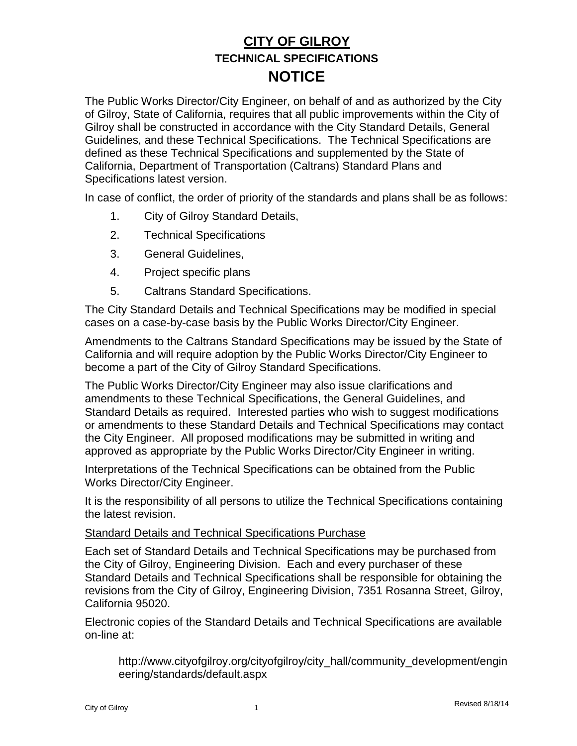# CITY OF GILROY

## TECHNICAL SPECIFICATIONS

# NOTICE

The Public Works Director/City Engineer, on behalf of and as authorized by the City of Gilroy, State of California, requires that all public improvements within the City of Gilroy shall be constructed in accordance with the City Standard Details, General Guidelines, and these Technical Specifications. The Technical Specifications are defined as these Technical Specifications and supplemented by the State of California, Department of Transportation (Caltrans) Standard Plans and Specifications latest version.

In case of conflict, the order of priority of the standards and plans shall be as follows:

1. City of Gilroy Standard Details,
2. Technical Specifications
3. General Guidelines,
4. Project specific plans
5. Caltrans Standard Specifications.

The City Standard Details and Technical Specifications may be modified in special cases on a case-by-case basis by the Public Works Director/City Engineer.

Amendments to the Caltrans Standard Specifications may be issued by the State of California and will require adoption by the Public Works Director/City Engineer to become a part of the City of Gilroy Standard Specifications.

The Public Works Director/City Engineer may also issue clarifications and amendments to these Technical Specifications, the General Guidelines, and Standard Details as required. Interested parties who wish to suggest modifications or amendments to these Standard Details and Technical Specifications may contact the City Engineer. All proposed modifications may be submitted in writing and approved as appropriate by the Public Works Director/City Engineer in writing.

Interpretations of the Technical Specifications can be obtained from the Public Works Director/City Engineer.

It is the responsibility of all persons to utilize the Technical Specifications containing the latest revision.

Standard Details and Technical Specifications Purchase

Each set of Standard Details and Technical Specifications may be purchased from the City of Gilroy, Engineering Division. Each and every purchaser of these Standard Details and Technical Specifications shall be responsible for obtaining the revisions from the City of Gilroy, Engineering Division, 7351 Rosanna Street, Gilroy, California 95020.

Electronic copies of the Standard Details and Technical Specifications are available on-line at:

http://www.cityofgilroy.org/cityofgilroy/city_hall/community_development/engineering/standards/default.aspx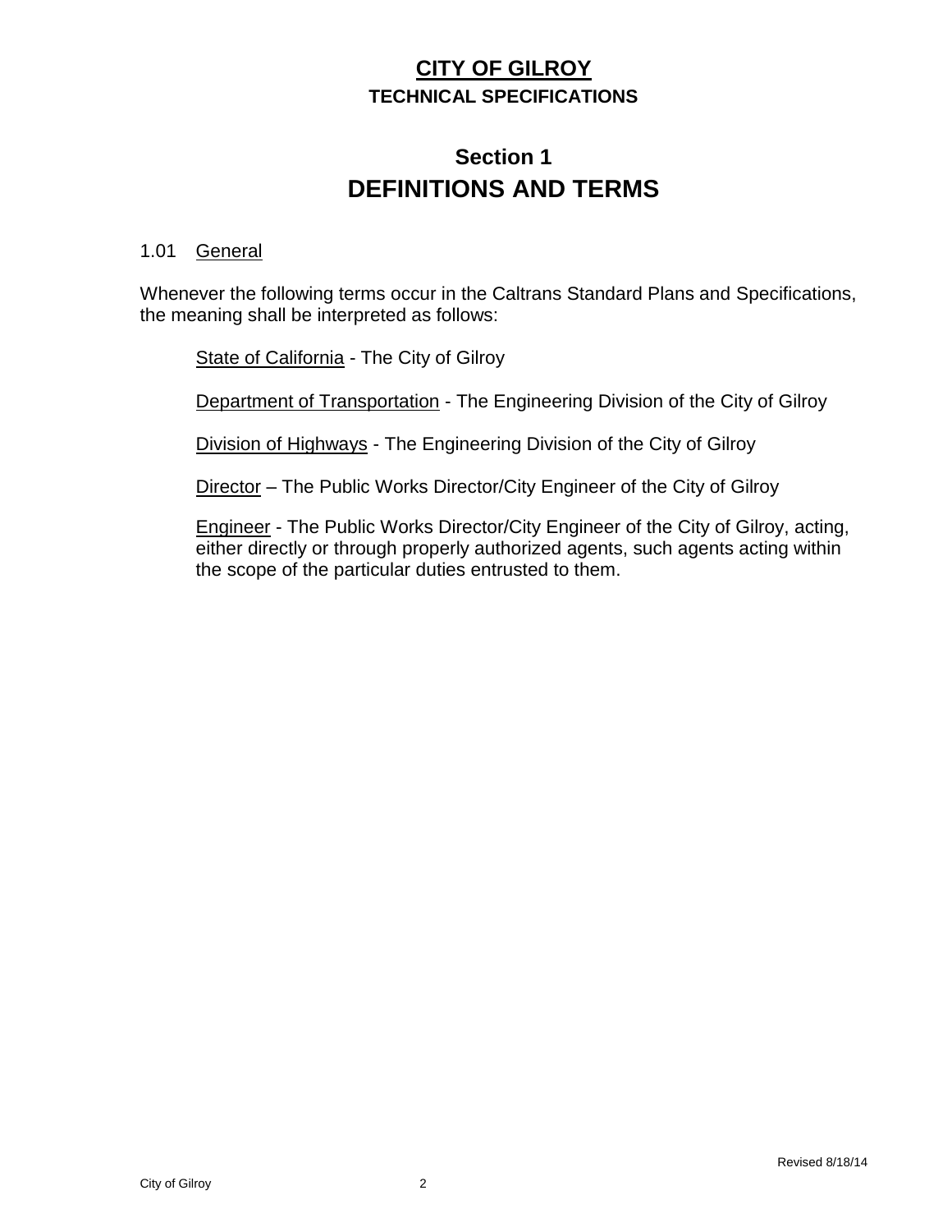# CITY OF GILROY

**TECHNICAL SPECIFICATIONS**

## Section 1
## DEFINITIONS AND TERMS

### 1.01 General

Whenever the following terms occur in the Caltrans Standard Plans and Specifications, the meaning shall be interpreted as follows:

State of California - The City of Gilroy

Department of Transportation - The Engineering Division of the City of Gilroy

Division of Highways - The Engineering Division of the City of Gilroy

Director – The Public Works Director/City Engineer of the City of Gilroy

Engineer - The Public Works Director/City Engineer of the City of Gilroy, acting, either directly or through properly authorized agents, such agents acting within the scope of the particular duties entrusted to them.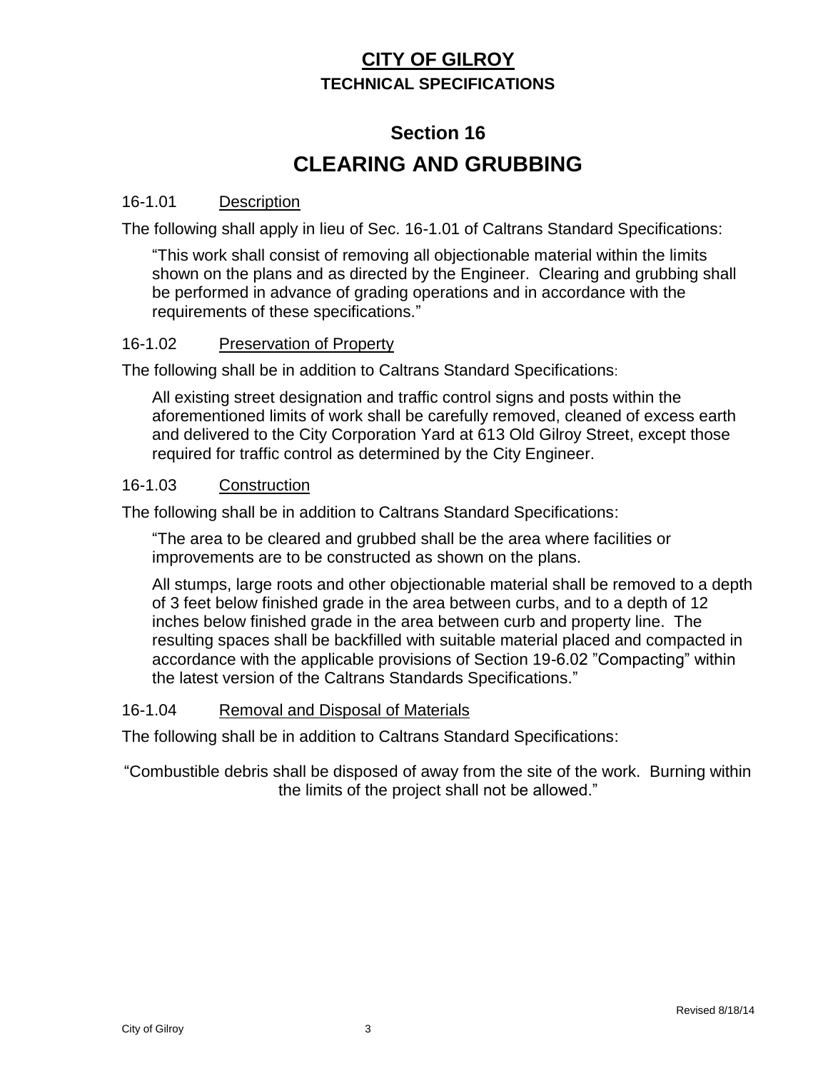# CITY OF GILROY

**TECHNICAL SPECIFICATIONS**

## Section 16

# CLEARING AND GRUBBING

### 16-1.01 Description

The following shall apply in lieu of Sec. 16-1.01 of Caltrans Standard Specifications:

> "This work shall consist of removing all objectionable material within the limits shown on the plans and as directed by the Engineer. Clearing and grubbing shall be performed in advance of grading operations and in accordance with the requirements of these specifications."

### 16-1.02 Preservation of Property

The following shall be in addition to Caltrans Standard Specifications:

> All existing street designation and traffic control signs and posts within the aforementioned limits of work shall be carefully removed, cleaned of excess earth and delivered to the City Corporation Yard at 613 Old Gilroy Street, except those required for traffic control as determined by the City Engineer.

### 16-1.03 Construction

The following shall be in addition to Caltrans Standard Specifications:

> "The area to be cleared and grubbed shall be the area where facilities or improvements are to be constructed as shown on the plans.
>
> All stumps, large roots and other objectionable material shall be removed to a depth of 3 feet below finished grade in the area between curbs, and to a depth of 12 inches below finished grade in the area between curb and property line. The resulting spaces shall be backfilled with suitable material placed and compacted in accordance with the applicable provisions of Section 19-6.02 "Compacting" within the latest version of the Caltrans Standards Specifications."

### 16-1.04 Removal and Disposal of Materials

The following shall be in addition to Caltrans Standard Specifications:

"Combustible debris shall be disposed of away from the site of the work. Burning within the limits of the project shall not be allowed."

Revised 8/18/14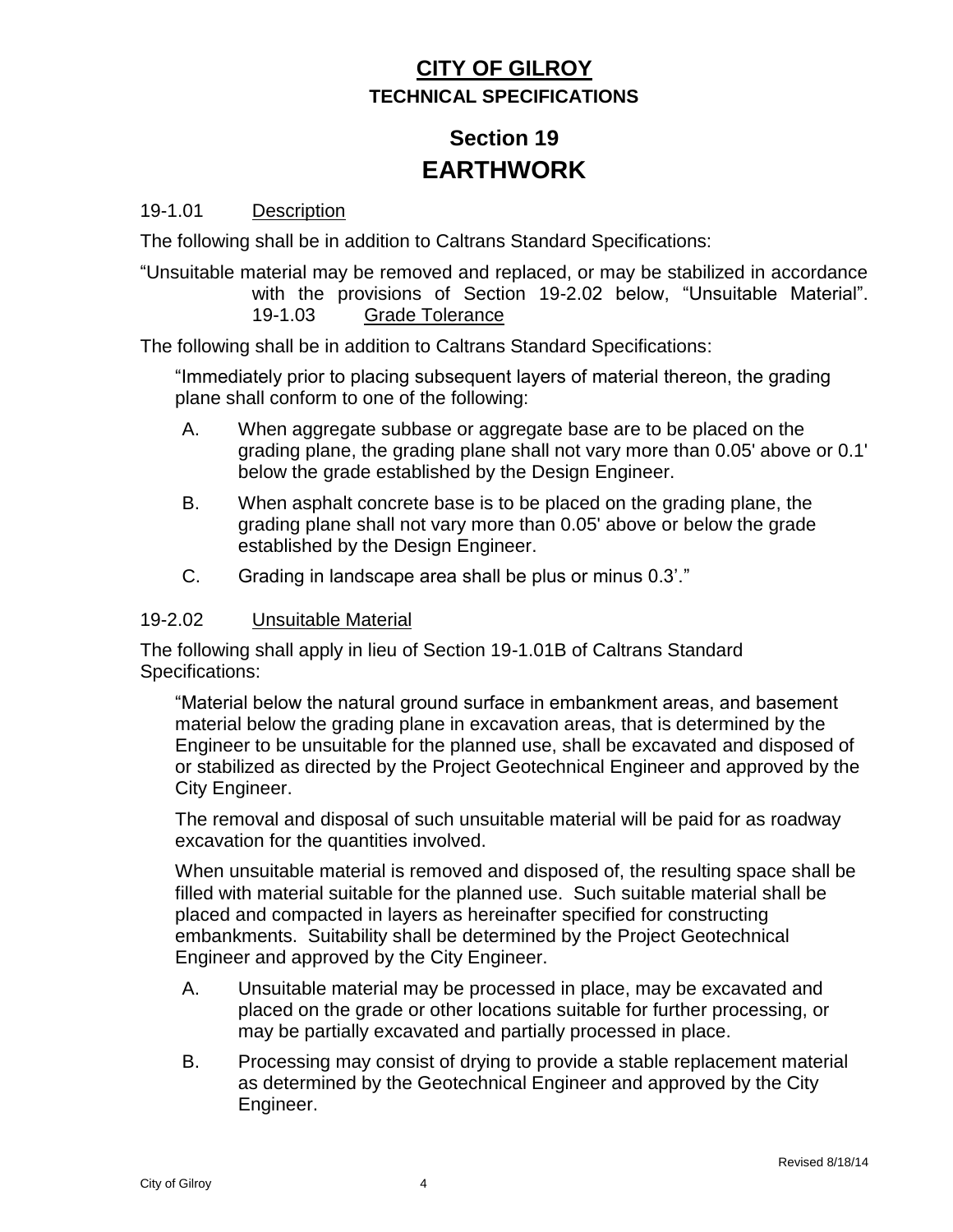# CITY OF GILROY

**TECHNICAL SPECIFICATIONS**

## Section 19
# EARTHWORK

19-1.01 Description

The following shall be in addition to Caltrans Standard Specifications:

"Unsuitable material may be removed and replaced, or may be stabilized in accordance with the provisions of Section 19-2.02 below, "Unsuitable Material".

19-1.03 Grade Tolerance

The following shall be in addition to Caltrans Standard Specifications:

"Immediately prior to placing subsequent layers of material thereon, the grading plane shall conform to one of the following:

A. When aggregate subbase or aggregate base are to be placed on the grading plane, the grading plane shall not vary more than 0.05' above or 0.1' below the grade established by the Design Engineer.

B. When asphalt concrete base is to be placed on the grading plane, the grading plane shall not vary more than 0.05' above or below the grade established by the Design Engineer.

C. Grading in landscape area shall be plus or minus 0.3'."

19-2.02 Unsuitable Material

The following shall apply in lieu of Section 19-1.01B of Caltrans Standard Specifications:

"Material below the natural ground surface in embankment areas, and basement material below the grading plane in excavation areas, that is determined by the Engineer to be unsuitable for the planned use, shall be excavated and disposed of or stabilized as directed by the Project Geotechnical Engineer and approved by the City Engineer.

The removal and disposal of such unsuitable material will be paid for as roadway excavation for the quantities involved.

When unsuitable material is removed and disposed of, the resulting space shall be filled with material suitable for the planned use. Such suitable material shall be placed and compacted in layers as hereinafter specified for constructing embankments. Suitability shall be determined by the Project Geotechnical Engineer and approved by the City Engineer.

A. Unsuitable material may be processed in place, may be excavated and placed on the grade or other locations suitable for further processing, or may be partially excavated and partially processed in place.

B. Processing may consist of drying to provide a stable replacement material as determined by the Geotechnical Engineer and approved by the City Engineer.

Revised 8/18/14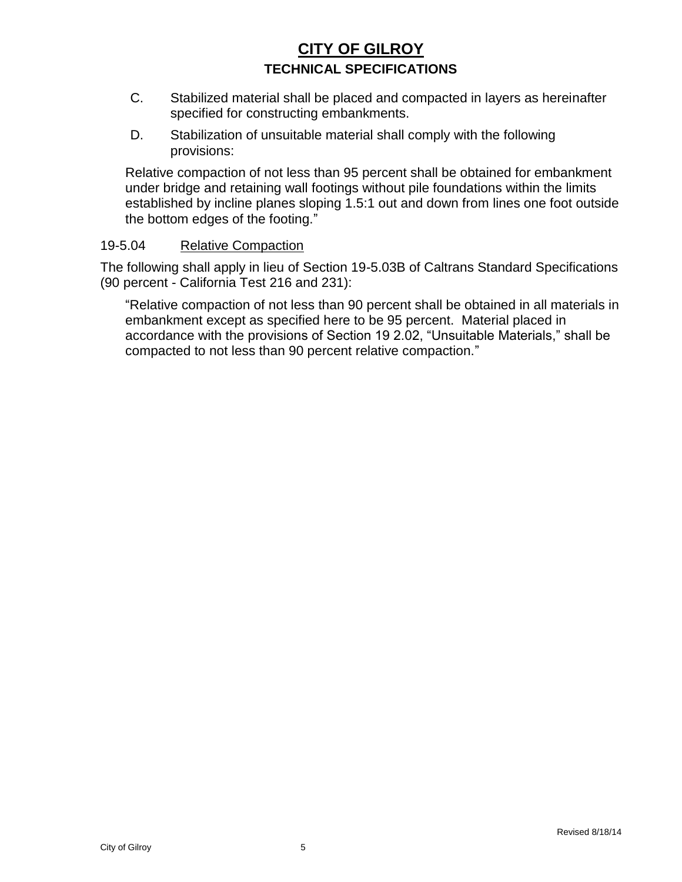C. Stabilized material shall be placed and compacted in layers as hereinafter specified for constructing embankments.

D. Stabilization of unsuitable material shall comply with the following provisions:

Relative compaction of not less than 95 percent shall be obtained for embankment under bridge and retaining wall footings without pile foundations within the limits established by incline planes sloping 1.5:1 out and down from lines one foot outside the bottom edges of the footing."

19-5.04 Relative Compaction

The following shall apply in lieu of Section 19-5.03B of Caltrans Standard Specifications (90 percent - California Test 216 and 231):

"Relative compaction of not less than 90 percent shall be obtained in all materials in embankment except as specified here to be 95 percent. Material placed in accordance with the provisions of Section 19 2.02, "Unsuitable Materials," shall be compacted to not less than 90 percent relative compaction."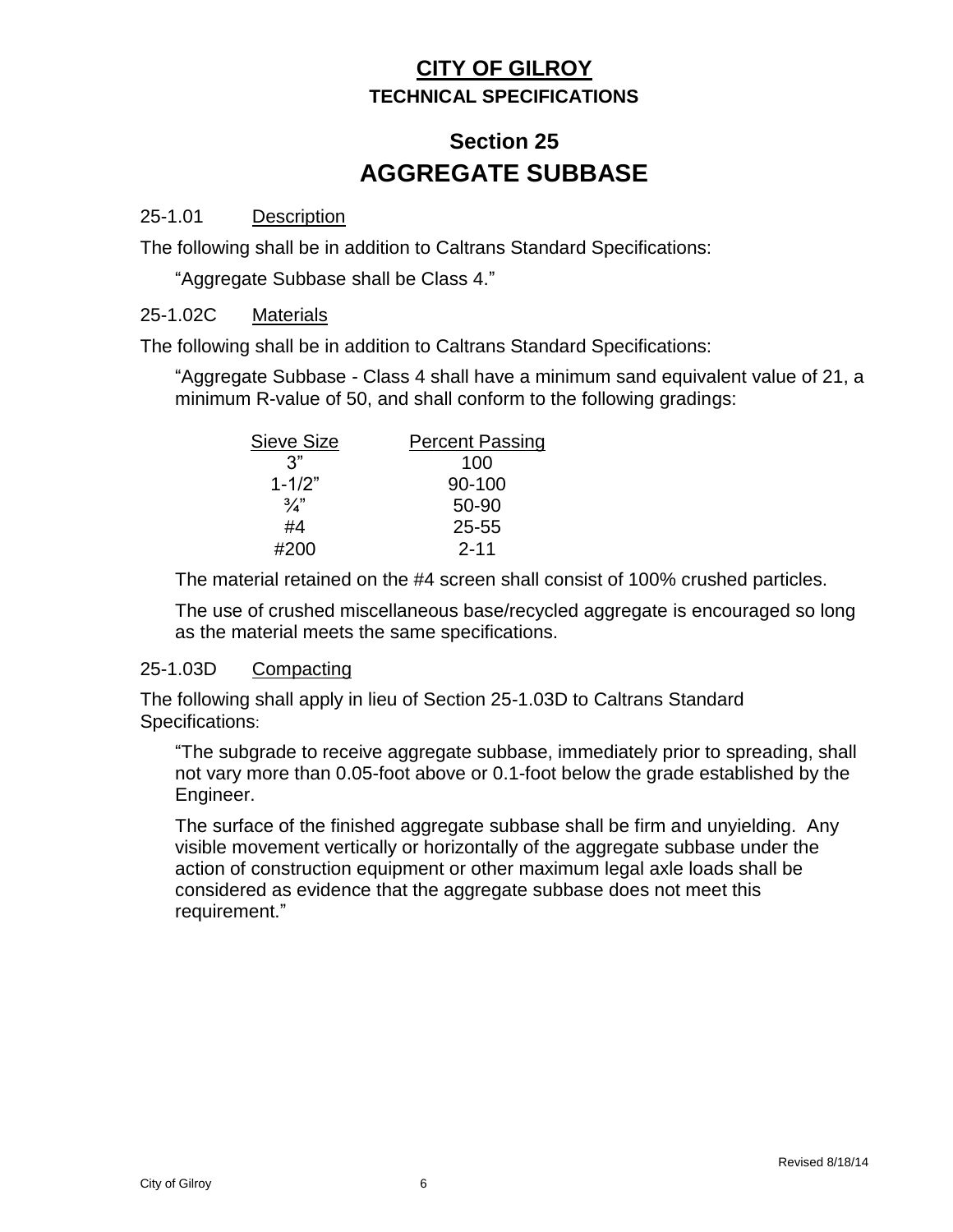**CITY OF GILROY**
**TECHNICAL SPECIFICATIONS**

# Section 25
# AGGREGATE SUBBASE

25-1.01 Description

The following shall be in addition to Caltrans Standard Specifications:

"Aggregate Subbase shall be Class 4."

25-1.02C Materials

The following shall be in addition to Caltrans Standard Specifications:

"Aggregate Subbase - Class 4 shall have a minimum sand equivalent value of 21, a minimum R-value of 50, and shall conform to the following gradings:

| Sieve Size | Percent Passing |
|---|---|
| 3" | 100 |
| 1-1/2" | 90-100 |
| ¾" | 50-90 |
| #4 | 25-55 |
| #200 | 2-11 |

The material retained on the #4 screen shall consist of 100% crushed particles.

The use of crushed miscellaneous base/recycled aggregate is encouraged so long as the material meets the same specifications.

25-1.03D Compacting

The following shall apply in lieu of Section 25-1.03D to Caltrans Standard Specifications:

"The subgrade to receive aggregate subbase, immediately prior to spreading, shall not vary more than 0.05-foot above or 0.1-foot below the grade established by the Engineer.

The surface of the finished aggregate subbase shall be firm and unyielding. Any visible movement vertically or horizontally of the aggregate subbase under the action of construction equipment or other maximum legal axle loads shall be considered as evidence that the aggregate subbase does not meet this requirement."

Revised 8/18/14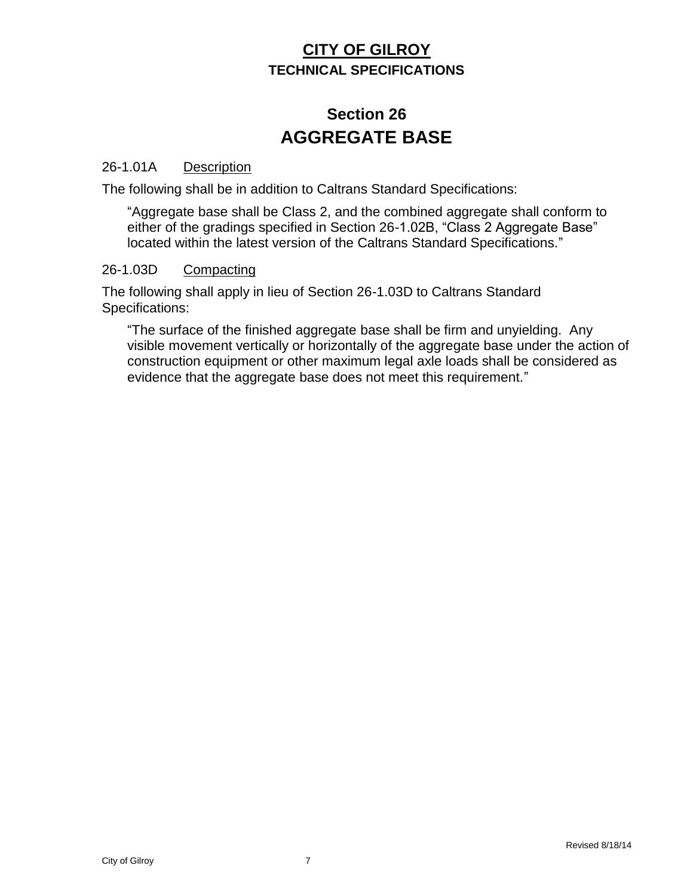**CITY OF GILROY**

**TECHNICAL SPECIFICATIONS**

# Section 26
# AGGREGATE BASE

26-1.01A Description

The following shall be in addition to Caltrans Standard Specifications:

> "Aggregate base shall be Class 2, and the combined aggregate shall conform to either of the gradings specified in Section 26-1.02B, "Class 2 Aggregate Base" located within the latest version of the Caltrans Standard Specifications."

26-1.03D Compacting

The following shall apply in lieu of Section 26-1.03D to Caltrans Standard Specifications:

> "The surface of the finished aggregate base shall be firm and unyielding. Any visible movement vertically or horizontally of the aggregate base under the action of construction equipment or other maximum legal axle loads shall be considered as evidence that the aggregate base does not meet this requirement."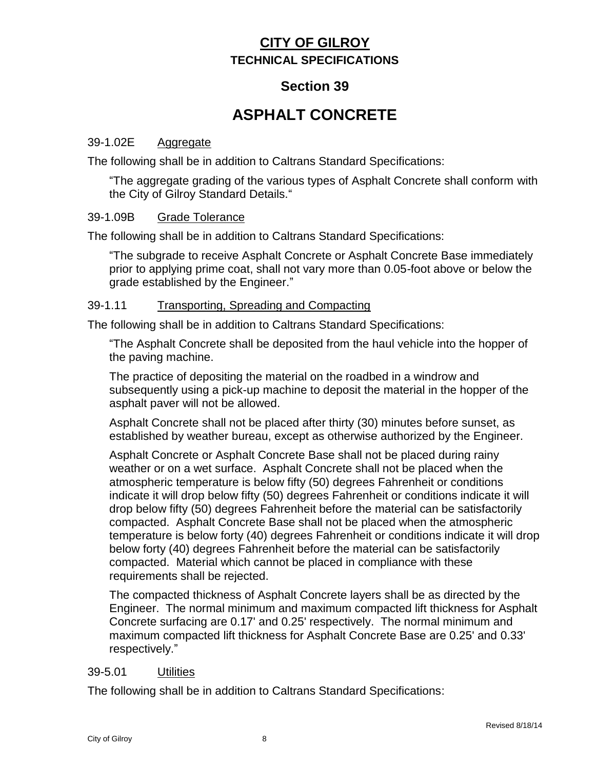# CITY OF GILROY

## TECHNICAL SPECIFICATIONS

## Section 39

# ASPHALT CONCRETE

39-1.02E Aggregate

The following shall be in addition to Caltrans Standard Specifications:

> "The aggregate grading of the various types of Asphalt Concrete shall conform with the City of Gilroy Standard Details."

39-1.09B Grade Tolerance

The following shall be in addition to Caltrans Standard Specifications:

> "The subgrade to receive Asphalt Concrete or Asphalt Concrete Base immediately prior to applying prime coat, shall not vary more than 0.05-foot above or below the grade established by the Engineer."

39-1.11 Transporting, Spreading and Compacting

The following shall be in addition to Caltrans Standard Specifications:

> "The Asphalt Concrete shall be deposited from the haul vehicle into the hopper of the paving machine.
>
> The practice of depositing the material on the roadbed in a windrow and subsequently using a pick-up machine to deposit the material in the hopper of the asphalt paver will not be allowed.
>
> Asphalt Concrete shall not be placed after thirty (30) minutes before sunset, as established by weather bureau, except as otherwise authorized by the Engineer.
>
> Asphalt Concrete or Asphalt Concrete Base shall not be placed during rainy weather or on a wet surface. Asphalt Concrete shall not be placed when the atmospheric temperature is below fifty (50) degrees Fahrenheit or conditions indicate it will drop below fifty (50) degrees Fahrenheit or conditions indicate it will drop below fifty (50) degrees Fahrenheit before the material can be satisfactorily compacted. Asphalt Concrete Base shall not be placed when the atmospheric temperature is below forty (40) degrees Fahrenheit or conditions indicate it will drop below forty (40) degrees Fahrenheit before the material can be satisfactorily compacted. Material which cannot be placed in compliance with these requirements shall be rejected.
>
> The compacted thickness of Asphalt Concrete layers shall be as directed by the Engineer. The normal minimum and maximum compacted lift thickness for Asphalt Concrete surfacing are 0.17' and 0.25' respectively. The normal minimum and maximum compacted lift thickness for Asphalt Concrete Base are 0.25' and 0.33' respectively."

39-5.01 Utilities

The following shall be in addition to Caltrans Standard Specifications:

Revised 8/18/14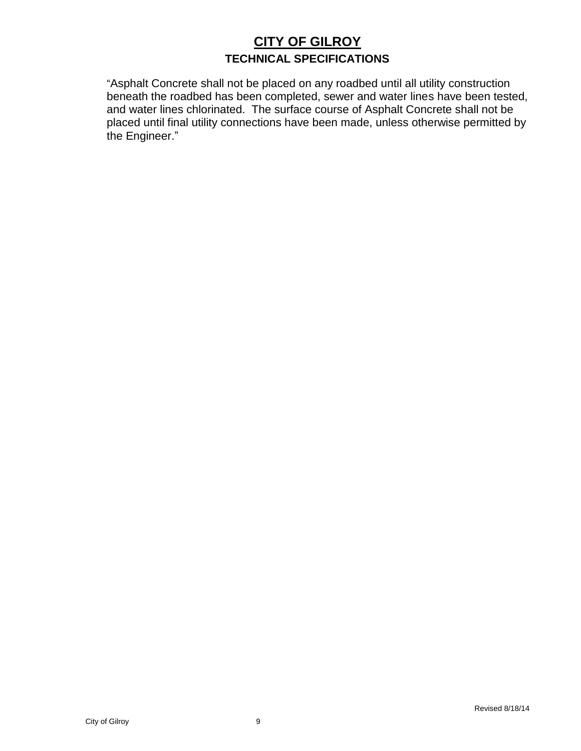"Asphalt Concrete shall not be placed on any roadbed until all utility construction beneath the roadbed has been completed, sewer and water lines have been tested, and water lines chlorinated. The surface course of Asphalt Concrete shall not be placed until final utility connections have been made, unless otherwise permitted by the Engineer."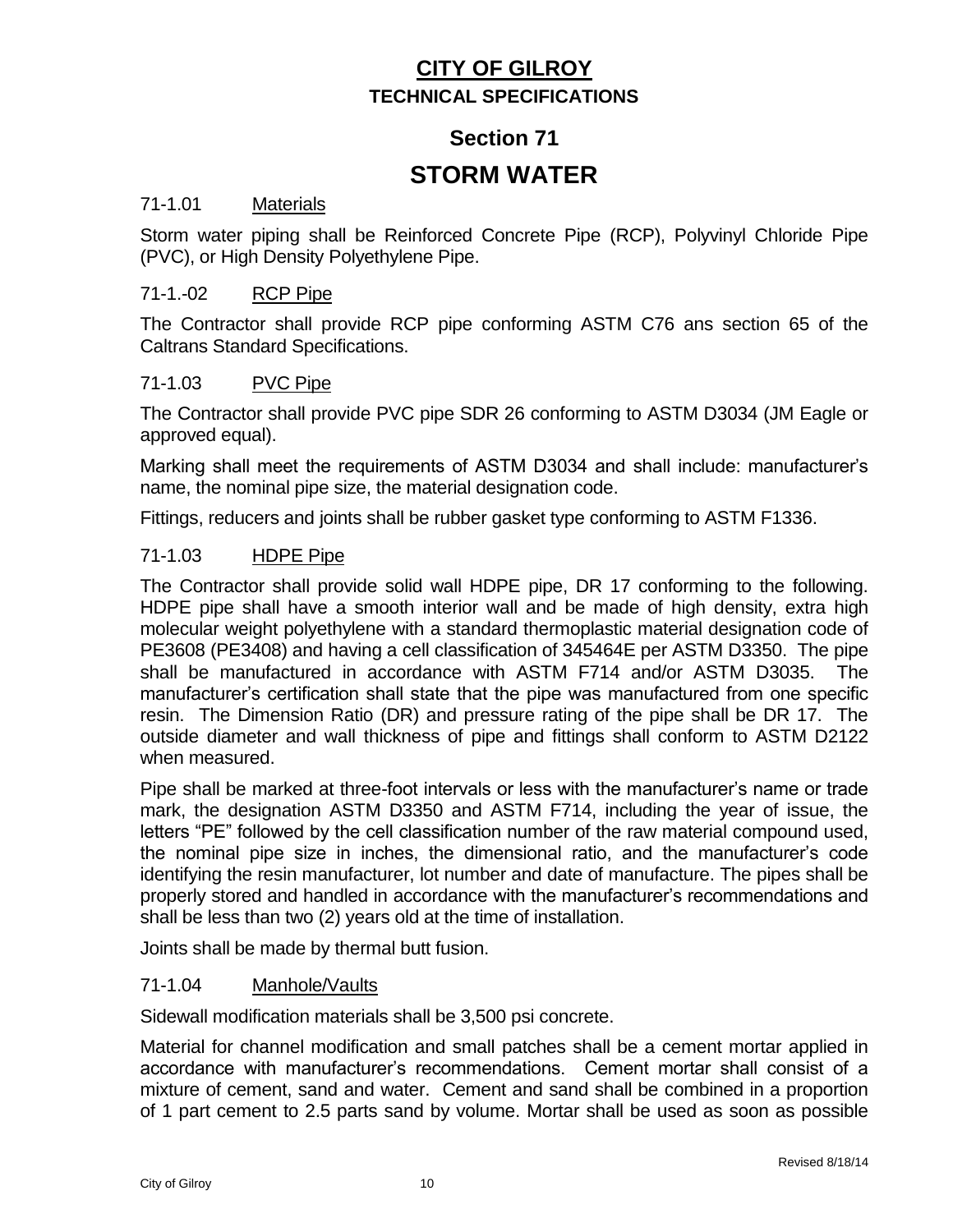# CITY OF GILROY

## TECHNICAL SPECIFICATIONS

## Section 71

# STORM WATER

### 71-1.01 Materials

Storm water piping shall be Reinforced Concrete Pipe (RCP), Polyvinyl Chloride Pipe (PVC), or High Density Polyethylene Pipe.

### 71-1.-02 RCP Pipe

The Contractor shall provide RCP pipe conforming ASTM C76 ans section 65 of the Caltrans Standard Specifications.

### 71-1.03 PVC Pipe

The Contractor shall provide PVC pipe SDR 26 conforming to ASTM D3034 (JM Eagle or approved equal).

Marking shall meet the requirements of ASTM D3034 and shall include: manufacturer's name, the nominal pipe size, the material designation code.

Fittings, reducers and joints shall be rubber gasket type conforming to ASTM F1336.

### 71-1.03 HDPE Pipe

The Contractor shall provide solid wall HDPE pipe, DR 17 conforming to the following. HDPE pipe shall have a smooth interior wall and be made of high density, extra high molecular weight polyethylene with a standard thermoplastic material designation code of PE3608 (PE3408) and having a cell classification of 345464E per ASTM D3350. The pipe shall be manufactured in accordance with ASTM F714 and/or ASTM D3035. The manufacturer's certification shall state that the pipe was manufactured from one specific resin. The Dimension Ratio (DR) and pressure rating of the pipe shall be DR 17. The outside diameter and wall thickness of pipe and fittings shall conform to ASTM D2122 when measured.

Pipe shall be marked at three-foot intervals or less with the manufacturer's name or trade mark, the designation ASTM D3350 and ASTM F714, including the year of issue, the letters "PE" followed by the cell classification number of the raw material compound used, the nominal pipe size in inches, the dimensional ratio, and the manufacturer's code identifying the resin manufacturer, lot number and date of manufacture. The pipes shall be properly stored and handled in accordance with the manufacturer's recommendations and shall be less than two (2) years old at the time of installation.

Joints shall be made by thermal butt fusion.

### 71-1.04 Manhole/Vaults

Sidewall modification materials shall be 3,500 psi concrete.

Material for channel modification and small patches shall be a cement mortar applied in accordance with manufacturer's recommendations. Cement mortar shall consist of a mixture of cement, sand and water. Cement and sand shall be combined in a proportion of 1 part cement to 2.5 parts sand by volume. Mortar shall be used as soon as possible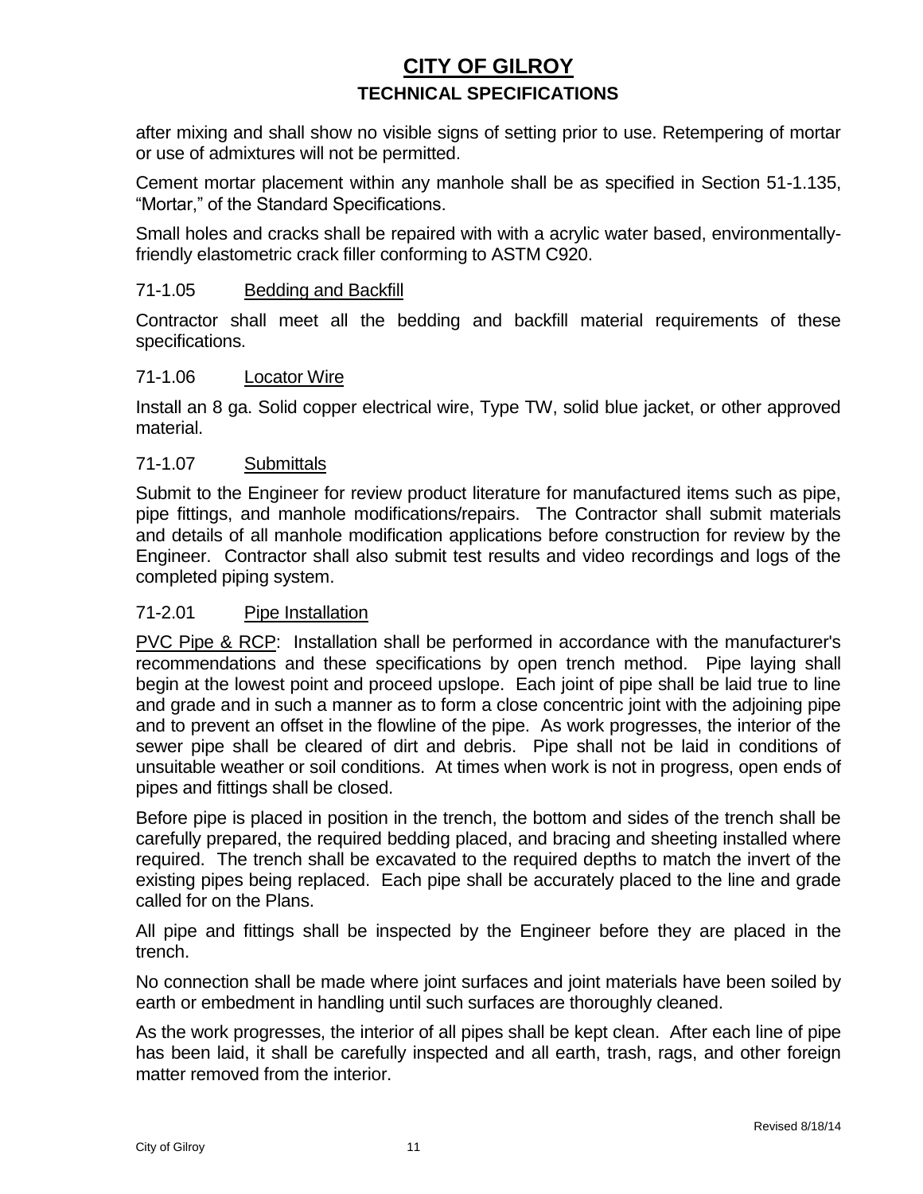after mixing and shall show no visible signs of setting prior to use. Retempering of mortar or use of admixtures will not be permitted.

Cement mortar placement within any manhole shall be as specified in Section 51-1.135, "Mortar," of the Standard Specifications.

Small holes and cracks shall be repaired with with a acrylic water based, environmentally-friendly elastometric crack filler conforming to ASTM C920.

### 71-1.05 Bedding and Backfill

Contractor shall meet all the bedding and backfill material requirements of these specifications.

### 71-1.06 Locator Wire

Install an 8 ga. Solid copper electrical wire, Type TW, solid blue jacket, or other approved material.

### 71-1.07 Submittals

Submit to the Engineer for review product literature for manufactured items such as pipe, pipe fittings, and manhole modifications/repairs. The Contractor shall submit materials and details of all manhole modification applications before construction for review by the Engineer. Contractor shall also submit test results and video recordings and logs of the completed piping system.

### 71-2.01 Pipe Installation

PVC Pipe & RCP: Installation shall be performed in accordance with the manufacturer's recommendations and these specifications by open trench method. Pipe laying shall begin at the lowest point and proceed upslope. Each joint of pipe shall be laid true to line and grade and in such a manner as to form a close concentric joint with the adjoining pipe and to prevent an offset in the flowline of the pipe. As work progresses, the interior of the sewer pipe shall be cleared of dirt and debris. Pipe shall not be laid in conditions of unsuitable weather or soil conditions. At times when work is not in progress, open ends of pipes and fittings shall be closed.

Before pipe is placed in position in the trench, the bottom and sides of the trench shall be carefully prepared, the required bedding placed, and bracing and sheeting installed where required. The trench shall be excavated to the required depths to match the invert of the existing pipes being replaced. Each pipe shall be accurately placed to the line and grade called for on the Plans.

All pipe and fittings shall be inspected by the Engineer before they are placed in the trench.

No connection shall be made where joint surfaces and joint materials have been soiled by earth or embedment in handling until such surfaces are thoroughly cleaned.

As the work progresses, the interior of all pipes shall be kept clean. After each line of pipe has been laid, it shall be carefully inspected and all earth, trash, rags, and other foreign matter removed from the interior.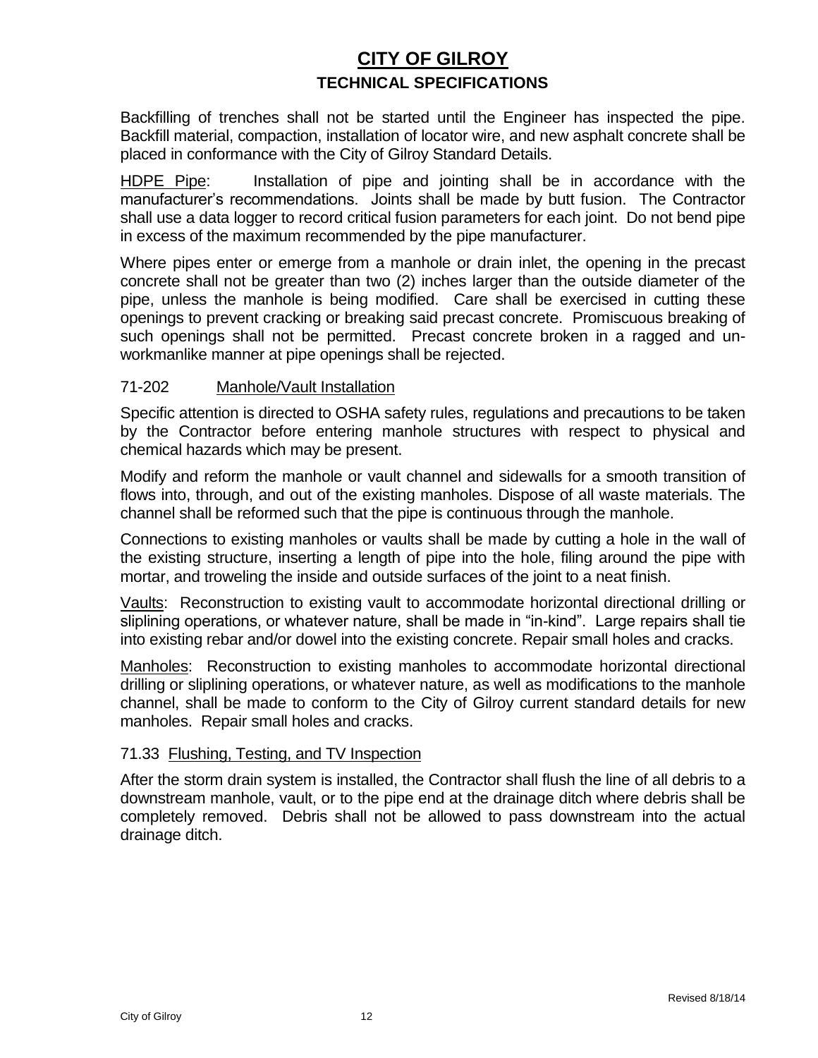Backfilling of trenches shall not be started until the Engineer has inspected the pipe. Backfill material, compaction, installation of locator wire, and new asphalt concrete shall be placed in conformance with the City of Gilroy Standard Details.

HDPE Pipe: Installation of pipe and jointing shall be in accordance with the manufacturer's recommendations. Joints shall be made by butt fusion. The Contractor shall use a data logger to record critical fusion parameters for each joint. Do not bend pipe in excess of the maximum recommended by the pipe manufacturer.

Where pipes enter or emerge from a manhole or drain inlet, the opening in the precast concrete shall not be greater than two (2) inches larger than the outside diameter of the pipe, unless the manhole is being modified. Care shall be exercised in cutting these openings to prevent cracking or breaking said precast concrete. Promiscuous breaking of such openings shall not be permitted. Precast concrete broken in a ragged and un-workmanlike manner at pipe openings shall be rejected.

### 71-202 Manhole/Vault Installation

Specific attention is directed to OSHA safety rules, regulations and precautions to be taken by the Contractor before entering manhole structures with respect to physical and chemical hazards which may be present.

Modify and reform the manhole or vault channel and sidewalls for a smooth transition of flows into, through, and out of the existing manholes. Dispose of all waste materials. The channel shall be reformed such that the pipe is continuous through the manhole.

Connections to existing manholes or vaults shall be made by cutting a hole in the wall of the existing structure, inserting a length of pipe into the hole, filing around the pipe with mortar, and troweling the inside and outside surfaces of the joint to a neat finish.

Vaults: Reconstruction to existing vault to accommodate horizontal directional drilling or sliplining operations, or whatever nature, shall be made in "in-kind". Large repairs shall tie into existing rebar and/or dowel into the existing concrete. Repair small holes and cracks.

Manholes: Reconstruction to existing manholes to accommodate horizontal directional drilling or sliplining operations, or whatever nature, as well as modifications to the manhole channel, shall be made to conform to the City of Gilroy current standard details for new manholes. Repair small holes and cracks.

### 71.33 Flushing, Testing, and TV Inspection

After the storm drain system is installed, the Contractor shall flush the line of all debris to a downstream manhole, vault, or to the pipe end at the drainage ditch where debris shall be completely removed. Debris shall not be allowed to pass downstream into the actual drainage ditch.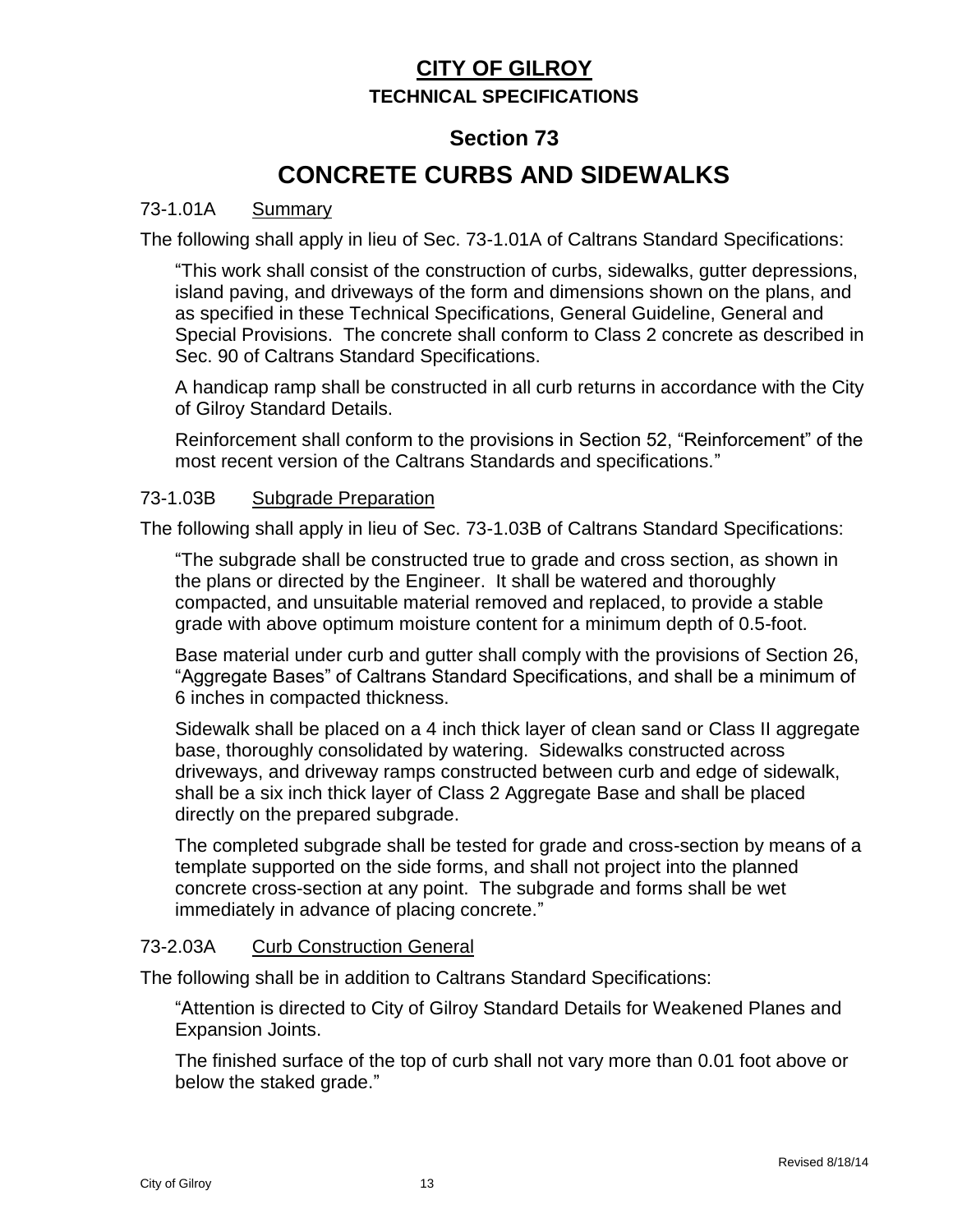# CITY OF GILROY
## TECHNICAL SPECIFICATIONS

## Section 73

# CONCRETE CURBS AND SIDEWALKS

### 73-1.01A Summary

The following shall apply in lieu of Sec. 73-1.01A of Caltrans Standard Specifications:

"This work shall consist of the construction of curbs, sidewalks, gutter depressions, island paving, and driveways of the form and dimensions shown on the plans, and as specified in these Technical Specifications, General Guideline, General and Special Provisions. The concrete shall conform to Class 2 concrete as described in Sec. 90 of Caltrans Standard Specifications.

A handicap ramp shall be constructed in all curb returns in accordance with the City of Gilroy Standard Details.

Reinforcement shall conform to the provisions in Section 52, "Reinforcement" of the most recent version of the Caltrans Standards and specifications."

### 73-1.03B Subgrade Preparation

The following shall apply in lieu of Sec. 73-1.03B of Caltrans Standard Specifications:

"The subgrade shall be constructed true to grade and cross section, as shown in the plans or directed by the Engineer. It shall be watered and thoroughly compacted, and unsuitable material removed and replaced, to provide a stable grade with above optimum moisture content for a minimum depth of 0.5-foot.

Base material under curb and gutter shall comply with the provisions of Section 26, "Aggregate Bases" of Caltrans Standard Specifications, and shall be a minimum of 6 inches in compacted thickness.

Sidewalk shall be placed on a 4 inch thick layer of clean sand or Class II aggregate base, thoroughly consolidated by watering. Sidewalks constructed across driveways, and driveway ramps constructed between curb and edge of sidewalk, shall be a six inch thick layer of Class 2 Aggregate Base and shall be placed directly on the prepared subgrade.

The completed subgrade shall be tested for grade and cross-section by means of a template supported on the side forms, and shall not project into the planned concrete cross-section at any point. The subgrade and forms shall be wet immediately in advance of placing concrete."

### 73-2.03A Curb Construction General

The following shall be in addition to Caltrans Standard Specifications:

"Attention is directed to City of Gilroy Standard Details for Weakened Planes and Expansion Joints.

The finished surface of the top of curb shall not vary more than 0.01 foot above or below the staked grade."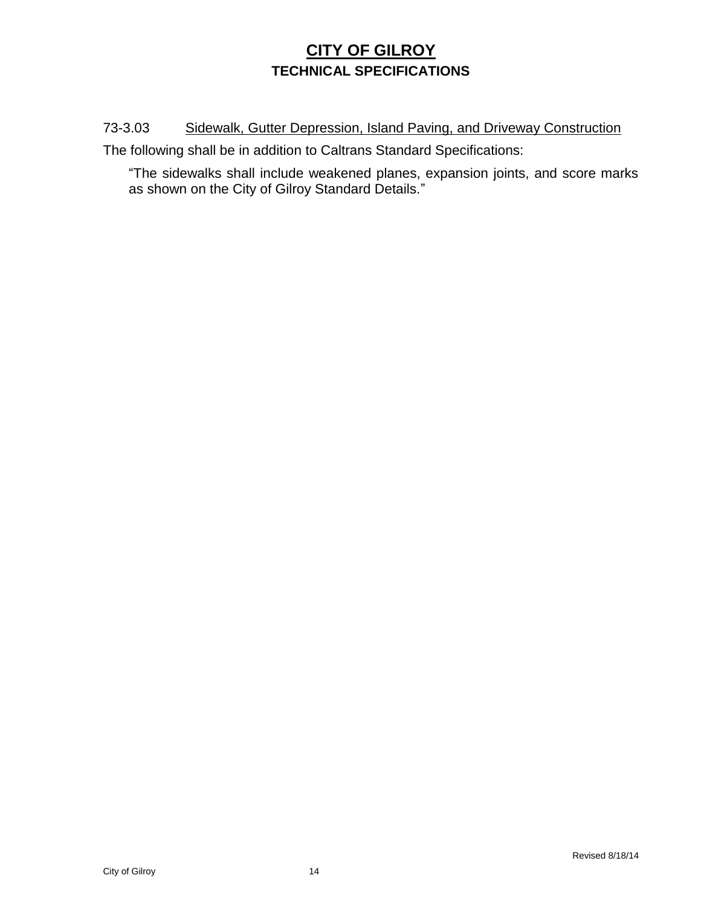73-3.03 Sidewalk, Gutter Depression, Island Paving, and Driveway Construction

The following shall be in addition to Caltrans Standard Specifications:

> "The sidewalks shall include weakened planes, expansion joints, and score marks as shown on the City of Gilroy Standard Details."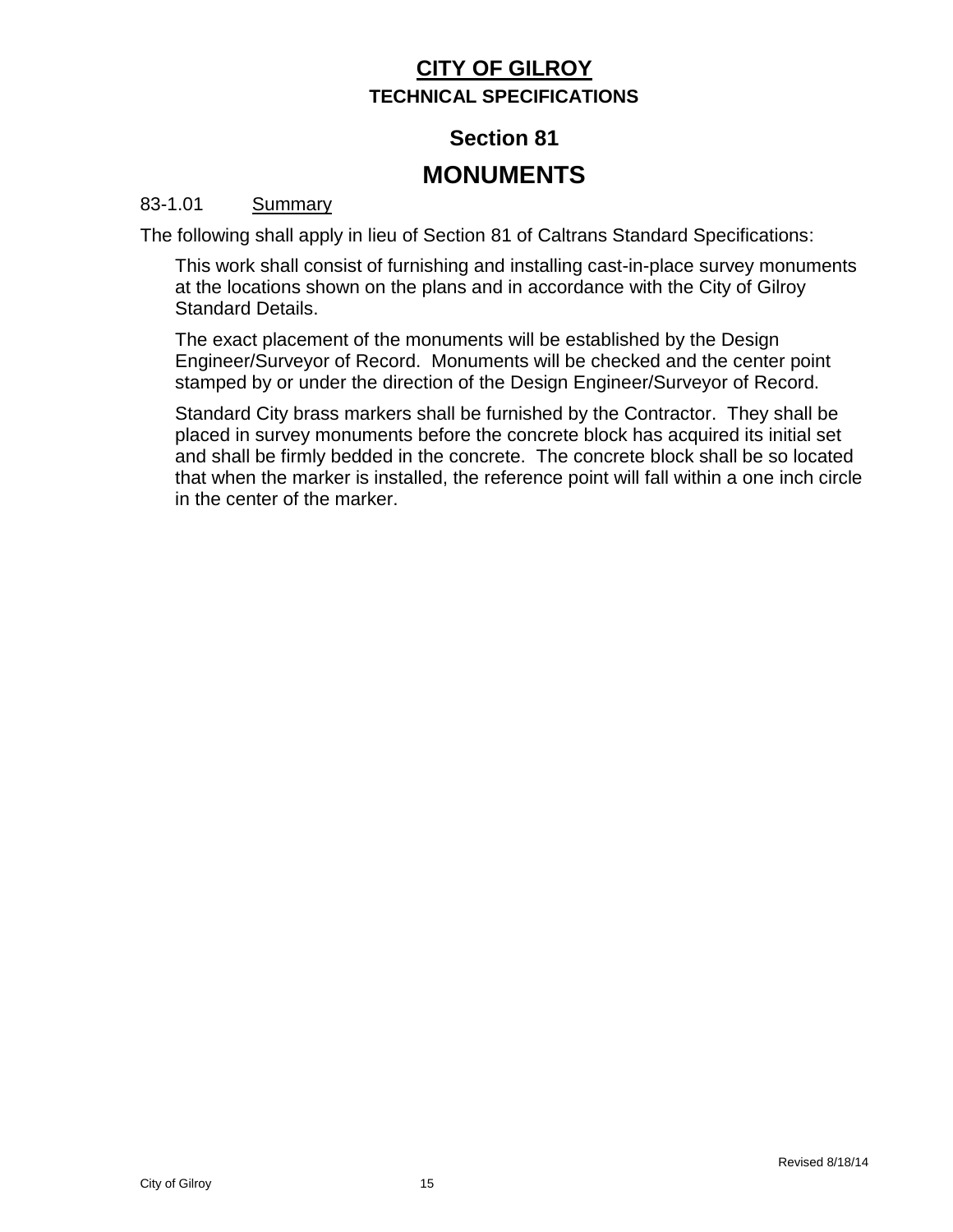# CITY OF GILROY

## TECHNICAL SPECIFICATIONS

## Section 81

# MONUMENTS

83-1.01 Summary

The following shall apply in lieu of Section 81 of Caltrans Standard Specifications:

This work shall consist of furnishing and installing cast-in-place survey monuments at the locations shown on the plans and in accordance with the City of Gilroy Standard Details.

The exact placement of the monuments will be established by the Design Engineer/Surveyor of Record. Monuments will be checked and the center point stamped by or under the direction of the Design Engineer/Surveyor of Record.

Standard City brass markers shall be furnished by the Contractor. They shall be placed in survey monuments before the concrete block has acquired its initial set and shall be firmly bedded in the concrete. The concrete block shall be so located that when the marker is installed, the reference point will fall within a one inch circle in the center of the marker.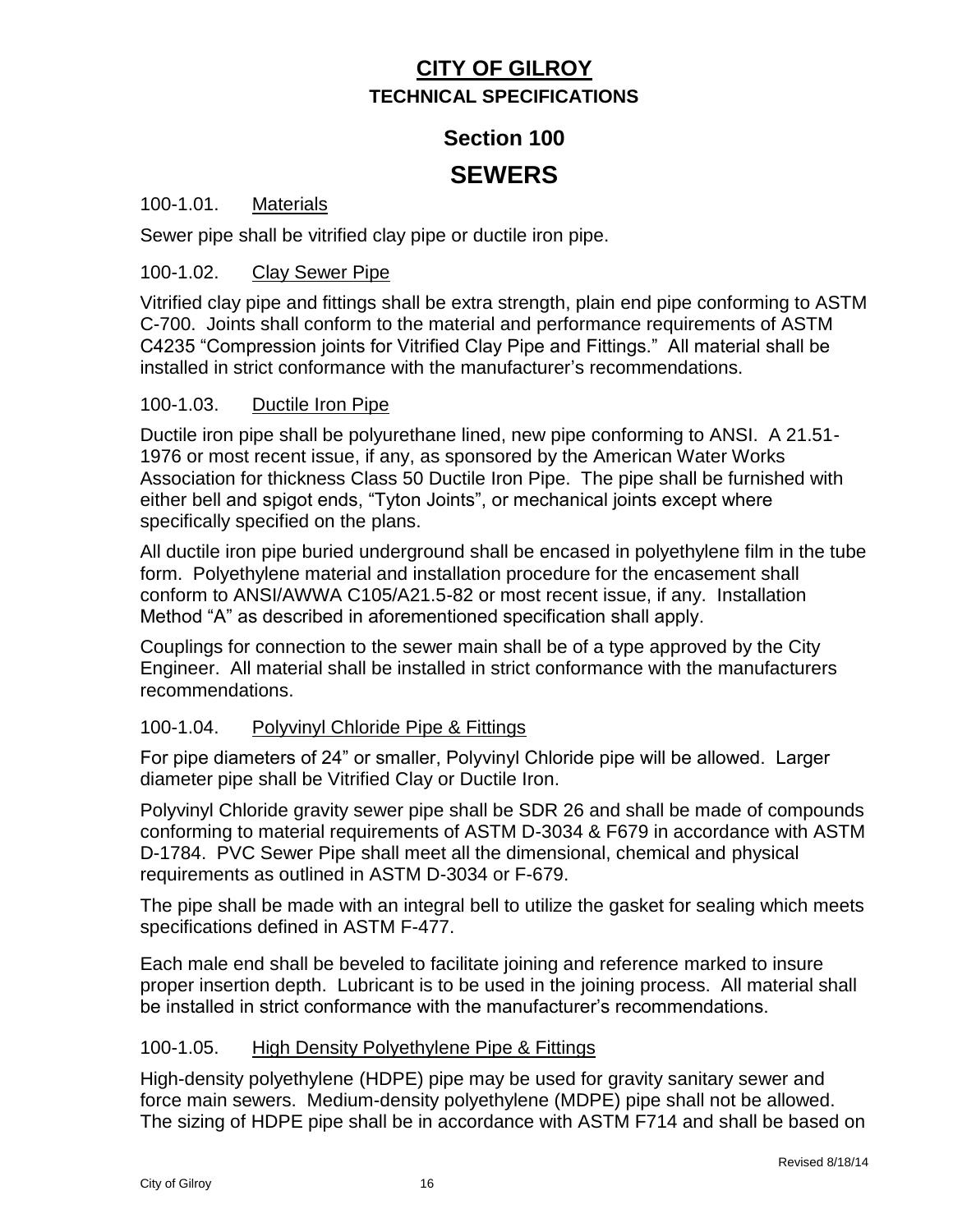# CITY OF GILROY

## TECHNICAL SPECIFICATIONS

## Section 100

# SEWERS

### 100-1.01. Materials

Sewer pipe shall be vitrified clay pipe or ductile iron pipe.

### 100-1.02. Clay Sewer Pipe

Vitrified clay pipe and fittings shall be extra strength, plain end pipe conforming to ASTM C-700. Joints shall conform to the material and performance requirements of ASTM C4235 "Compression joints for Vitrified Clay Pipe and Fittings." All material shall be installed in strict conformance with the manufacturer's recommendations.

### 100-1.03. Ductile Iron Pipe

Ductile iron pipe shall be polyurethane lined, new pipe conforming to ANSI. A 21.51-1976 or most recent issue, if any, as sponsored by the American Water Works Association for thickness Class 50 Ductile Iron Pipe. The pipe shall be furnished with either bell and spigot ends, "Tyton Joints", or mechanical joints except where specifically specified on the plans.

All ductile iron pipe buried underground shall be encased in polyethylene film in the tube form. Polyethylene material and installation procedure for the encasement shall conform to ANSI/AWWA C105/A21.5-82 or most recent issue, if any. Installation Method "A" as described in aforementioned specification shall apply.

Couplings for connection to the sewer main shall be of a type approved by the City Engineer. All material shall be installed in strict conformance with the manufacturers recommendations.

### 100-1.04. Polyvinyl Chloride Pipe & Fittings

For pipe diameters of 24" or smaller, Polyvinyl Chloride pipe will be allowed. Larger diameter pipe shall be Vitrified Clay or Ductile Iron.

Polyvinyl Chloride gravity sewer pipe shall be SDR 26 and shall be made of compounds conforming to material requirements of ASTM D-3034 & F679 in accordance with ASTM D-1784. PVC Sewer Pipe shall meet all the dimensional, chemical and physical requirements as outlined in ASTM D-3034 or F-679.

The pipe shall be made with an integral bell to utilize the gasket for sealing which meets specifications defined in ASTM F-477.

Each male end shall be beveled to facilitate joining and reference marked to insure proper insertion depth. Lubricant is to be used in the joining process. All material shall be installed in strict conformance with the manufacturer's recommendations.

### 100-1.05. High Density Polyethylene Pipe & Fittings

High-density polyethylene (HDPE) pipe may be used for gravity sanitary sewer and force main sewers. Medium-density polyethylene (MDPE) pipe shall not be allowed. The sizing of HDPE pipe shall be in accordance with ASTM F714 and shall be based on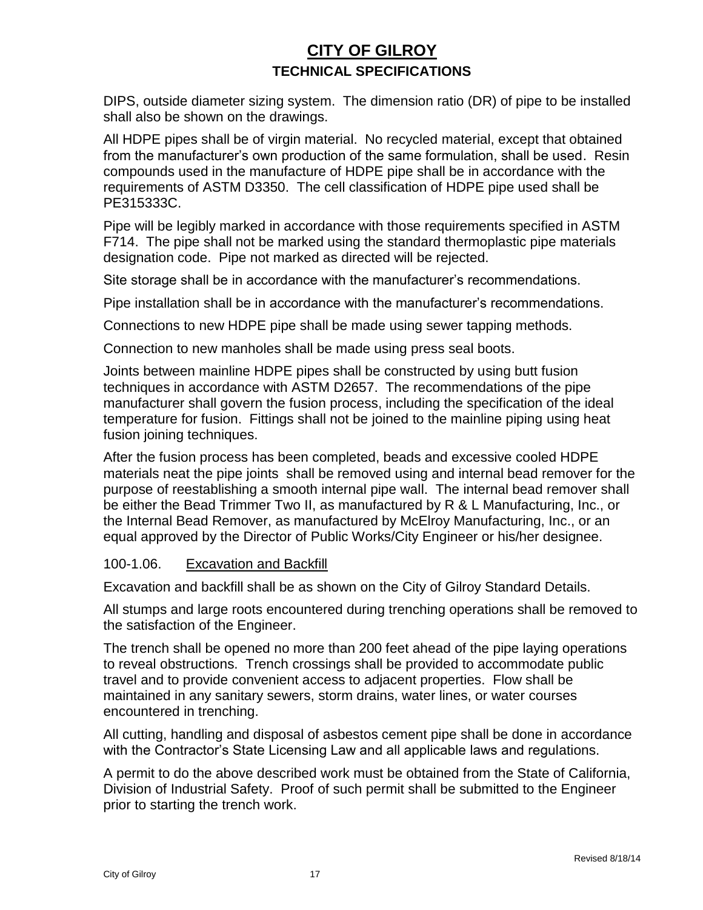DIPS, outside diameter sizing system. The dimension ratio (DR) of pipe to be installed shall also be shown on the drawings.

All HDPE pipes shall be of virgin material. No recycled material, except that obtained from the manufacturer's own production of the same formulation, shall be used. Resin compounds used in the manufacture of HDPE pipe shall be in accordance with the requirements of ASTM D3350. The cell classification of HDPE pipe used shall be PE315333C.

Pipe will be legibly marked in accordance with those requirements specified in ASTM F714. The pipe shall not be marked using the standard thermoplastic pipe materials designation code. Pipe not marked as directed will be rejected.

Site storage shall be in accordance with the manufacturer's recommendations.

Pipe installation shall be in accordance with the manufacturer's recommendations.

Connections to new HDPE pipe shall be made using sewer tapping methods.

Connection to new manholes shall be made using press seal boots.

Joints between mainline HDPE pipes shall be constructed by using butt fusion techniques in accordance with ASTM D2657. The recommendations of the pipe manufacturer shall govern the fusion process, including the specification of the ideal temperature for fusion. Fittings shall not be joined to the mainline piping using heat fusion joining techniques.

After the fusion process has been completed, beads and excessive cooled HDPE materials neat the pipe joints shall be removed using and internal bead remover for the purpose of reestablishing a smooth internal pipe wall. The internal bead remover shall be either the Bead Trimmer Two II, as manufactured by R & L Manufacturing, Inc., or the Internal Bead Remover, as manufactured by McElroy Manufacturing, Inc., or an equal approved by the Director of Public Works/City Engineer or his/her designee.

### 100-1.06. Excavation and Backfill

Excavation and backfill shall be as shown on the City of Gilroy Standard Details.

All stumps and large roots encountered during trenching operations shall be removed to the satisfaction of the Engineer.

The trench shall be opened no more than 200 feet ahead of the pipe laying operations to reveal obstructions. Trench crossings shall be provided to accommodate public travel and to provide convenient access to adjacent properties. Flow shall be maintained in any sanitary sewers, storm drains, water lines, or water courses encountered in trenching.

All cutting, handling and disposal of asbestos cement pipe shall be done in accordance with the Contractor's State Licensing Law and all applicable laws and regulations.

A permit to do the above described work must be obtained from the State of California, Division of Industrial Safety. Proof of such permit shall be submitted to the Engineer prior to starting the trench work.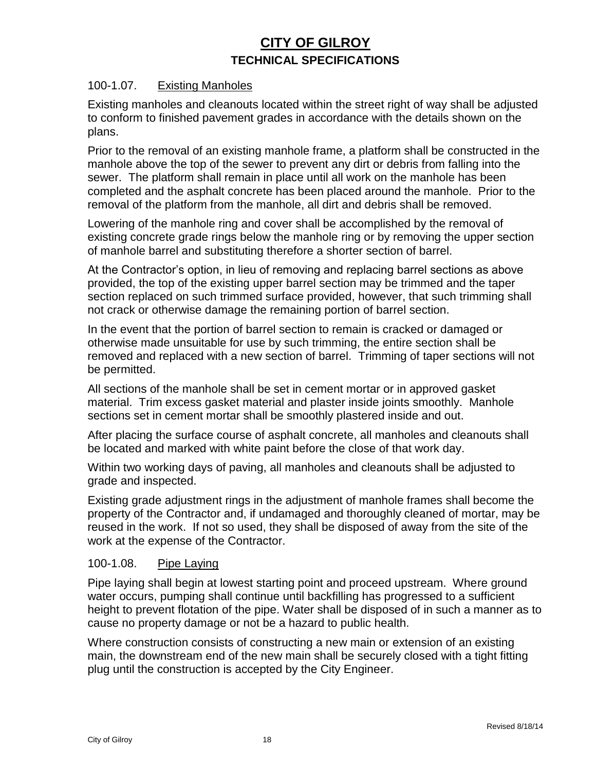## 100-1.07. Existing Manholes

Existing manholes and cleanouts located within the street right of way shall be adjusted to conform to finished pavement grades in accordance with the details shown on the plans.

Prior to the removal of an existing manhole frame, a platform shall be constructed in the manhole above the top of the sewer to prevent any dirt or debris from falling into the sewer. The platform shall remain in place until all work on the manhole has been completed and the asphalt concrete has been placed around the manhole. Prior to the removal of the platform from the manhole, all dirt and debris shall be removed.

Lowering of the manhole ring and cover shall be accomplished by the removal of existing concrete grade rings below the manhole ring or by removing the upper section of manhole barrel and substituting therefore a shorter section of barrel.

At the Contractor's option, in lieu of removing and replacing barrel sections as above provided, the top of the existing upper barrel section may be trimmed and the taper section replaced on such trimmed surface provided, however, that such trimming shall not crack or otherwise damage the remaining portion of barrel section.

In the event that the portion of barrel section to remain is cracked or damaged or otherwise made unsuitable for use by such trimming, the entire section shall be removed and replaced with a new section of barrel. Trimming of taper sections will not be permitted.

All sections of the manhole shall be set in cement mortar or in approved gasket material. Trim excess gasket material and plaster inside joints smoothly. Manhole sections set in cement mortar shall be smoothly plastered inside and out.

After placing the surface course of asphalt concrete, all manholes and cleanouts shall be located and marked with white paint before the close of that work day.

Within two working days of paving, all manholes and cleanouts shall be adjusted to grade and inspected.

Existing grade adjustment rings in the adjustment of manhole frames shall become the property of the Contractor and, if undamaged and thoroughly cleaned of mortar, may be reused in the work. If not so used, they shall be disposed of away from the site of the work at the expense of the Contractor.

## 100-1.08. Pipe Laying

Pipe laying shall begin at lowest starting point and proceed upstream. Where ground water occurs, pumping shall continue until backfilling has progressed to a sufficient height to prevent flotation of the pipe. Water shall be disposed of in such a manner as to cause no property damage or not be a hazard to public health.

Where construction consists of constructing a new main or extension of an existing main, the downstream end of the new main shall be securely closed with a tight fitting plug until the construction is accepted by the City Engineer.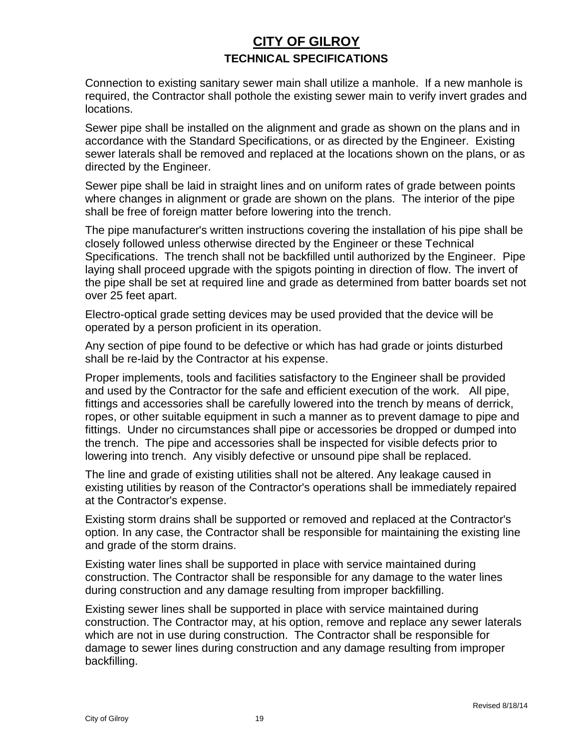Connection to existing sanitary sewer main shall utilize a manhole. If a new manhole is required, the Contractor shall pothole the existing sewer main to verify invert grades and locations.

Sewer pipe shall be installed on the alignment and grade as shown on the plans and in accordance with the Standard Specifications, or as directed by the Engineer. Existing sewer laterals shall be removed and replaced at the locations shown on the plans, or as directed by the Engineer.

Sewer pipe shall be laid in straight lines and on uniform rates of grade between points where changes in alignment or grade are shown on the plans. The interior of the pipe shall be free of foreign matter before lowering into the trench.

The pipe manufacturer's written instructions covering the installation of his pipe shall be closely followed unless otherwise directed by the Engineer or these Technical Specifications. The trench shall not be backfilled until authorized by the Engineer. Pipe laying shall proceed upgrade with the spigots pointing in direction of flow. The invert of the pipe shall be set at required line and grade as determined from batter boards set not over 25 feet apart.

Electro-optical grade setting devices may be used provided that the device will be operated by a person proficient in its operation.

Any section of pipe found to be defective or which has had grade or joints disturbed shall be re-laid by the Contractor at his expense.

Proper implements, tools and facilities satisfactory to the Engineer shall be provided and used by the Contractor for the safe and efficient execution of the work. All pipe, fittings and accessories shall be carefully lowered into the trench by means of derrick, ropes, or other suitable equipment in such a manner as to prevent damage to pipe and fittings. Under no circumstances shall pipe or accessories be dropped or dumped into the trench. The pipe and accessories shall be inspected for visible defects prior to lowering into trench. Any visibly defective or unsound pipe shall be replaced.

The line and grade of existing utilities shall not be altered. Any leakage caused in existing utilities by reason of the Contractor's operations shall be immediately repaired at the Contractor's expense.

Existing storm drains shall be supported or removed and replaced at the Contractor's option. In any case, the Contractor shall be responsible for maintaining the existing line and grade of the storm drains.

Existing water lines shall be supported in place with service maintained during construction. The Contractor shall be responsible for any damage to the water lines during construction and any damage resulting from improper backfilling.

Existing sewer lines shall be supported in place with service maintained during construction. The Contractor may, at his option, remove and replace any sewer laterals which are not in use during construction. The Contractor shall be responsible for damage to sewer lines during construction and any damage resulting from improper backfilling.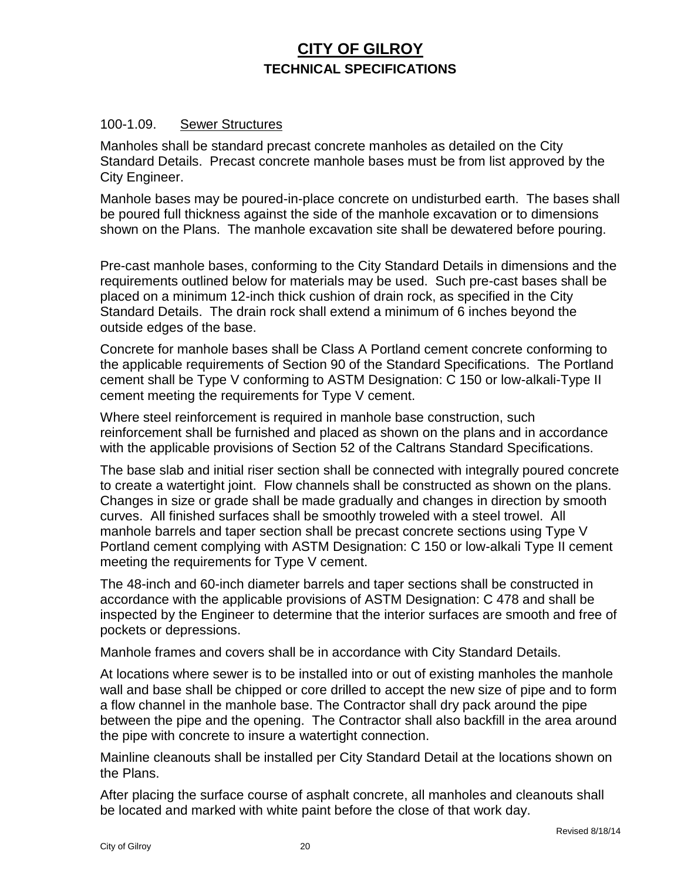# CITY OF GILROY
## TECHNICAL SPECIFICATIONS

### 100-1.09. Sewer Structures

Manholes shall be standard precast concrete manholes as detailed on the City Standard Details. Precast concrete manhole bases must be from list approved by the City Engineer.

Manhole bases may be poured-in-place concrete on undisturbed earth. The bases shall be poured full thickness against the side of the manhole excavation or to dimensions shown on the Plans. The manhole excavation site shall be dewatered before pouring.

Pre-cast manhole bases, conforming to the City Standard Details in dimensions and the requirements outlined below for materials may be used. Such pre-cast bases shall be placed on a minimum 12-inch thick cushion of drain rock, as specified in the City Standard Details. The drain rock shall extend a minimum of 6 inches beyond the outside edges of the base.

Concrete for manhole bases shall be Class A Portland cement concrete conforming to the applicable requirements of Section 90 of the Standard Specifications. The Portland cement shall be Type V conforming to ASTM Designation: C 150 or low-alkali-Type II cement meeting the requirements for Type V cement.

Where steel reinforcement is required in manhole base construction, such reinforcement shall be furnished and placed as shown on the plans and in accordance with the applicable provisions of Section 52 of the Caltrans Standard Specifications.

The base slab and initial riser section shall be connected with integrally poured concrete to create a watertight joint. Flow channels shall be constructed as shown on the plans. Changes in size or grade shall be made gradually and changes in direction by smooth curves. All finished surfaces shall be smoothly troweled with a steel trowel. All manhole barrels and taper section shall be precast concrete sections using Type V Portland cement complying with ASTM Designation: C 150 or low-alkali Type II cement meeting the requirements for Type V cement.

The 48-inch and 60-inch diameter barrels and taper sections shall be constructed in accordance with the applicable provisions of ASTM Designation: C 478 and shall be inspected by the Engineer to determine that the interior surfaces are smooth and free of pockets or depressions.

Manhole frames and covers shall be in accordance with City Standard Details.

At locations where sewer is to be installed into or out of existing manholes the manhole wall and base shall be chipped or core drilled to accept the new size of pipe and to form a flow channel in the manhole base. The Contractor shall dry pack around the pipe between the pipe and the opening. The Contractor shall also backfill in the area around the pipe with concrete to insure a watertight connection.

Mainline cleanouts shall be installed per City Standard Detail at the locations shown on the Plans.

After placing the surface course of asphalt concrete, all manholes and cleanouts shall be located and marked with white paint before the close of that work day.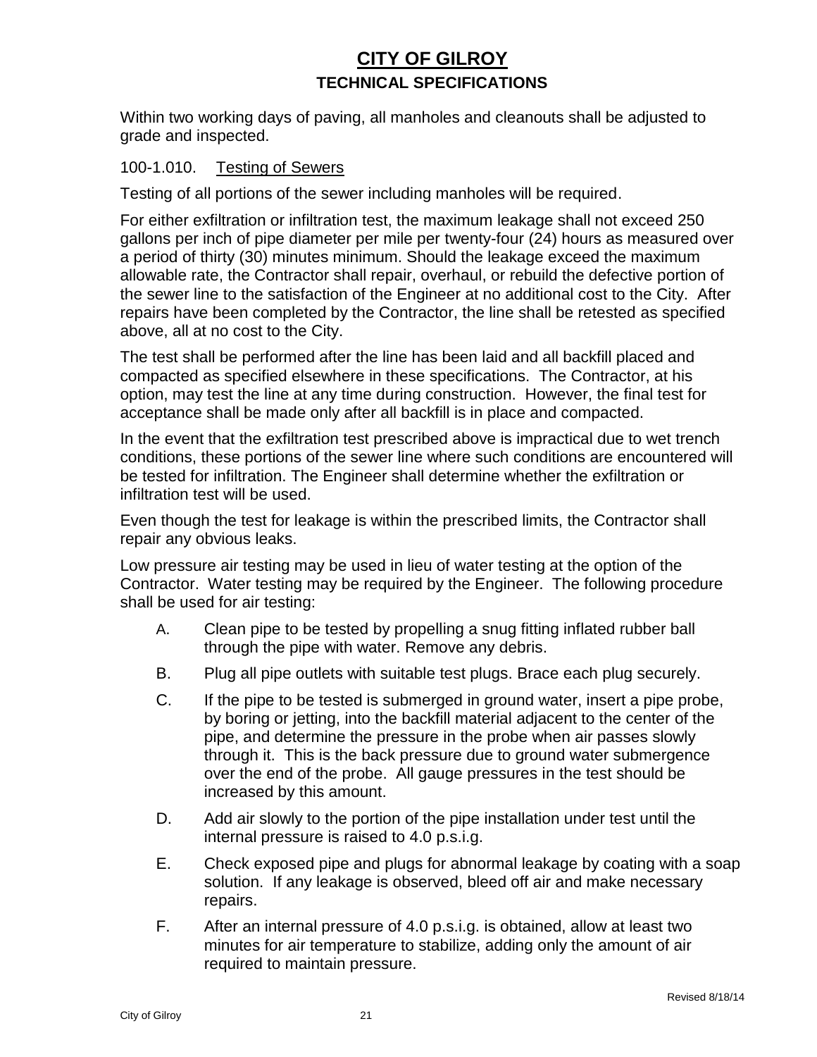Within two working days of paving, all manholes and cleanouts shall be adjusted to grade and inspected.

100-1.010. Testing of Sewers

Testing of all portions of the sewer including manholes will be required.

For either exfiltration or infiltration test, the maximum leakage shall not exceed 250 gallons per inch of pipe diameter per mile per twenty-four (24) hours as measured over a period of thirty (30) minutes minimum. Should the leakage exceed the maximum allowable rate, the Contractor shall repair, overhaul, or rebuild the defective portion of the sewer line to the satisfaction of the Engineer at no additional cost to the City. After repairs have been completed by the Contractor, the line shall be retested as specified above, all at no cost to the City.

The test shall be performed after the line has been laid and all backfill placed and compacted as specified elsewhere in these specifications. The Contractor, at his option, may test the line at any time during construction. However, the final test for acceptance shall be made only after all backfill is in place and compacted.

In the event that the exfiltration test prescribed above is impractical due to wet trench conditions, these portions of the sewer line where such conditions are encountered will be tested for infiltration. The Engineer shall determine whether the exfiltration or infiltration test will be used.

Even though the test for leakage is within the prescribed limits, the Contractor shall repair any obvious leaks.

Low pressure air testing may be used in lieu of water testing at the option of the Contractor. Water testing may be required by the Engineer. The following procedure shall be used for air testing:

A. Clean pipe to be tested by propelling a snug fitting inflated rubber ball through the pipe with water. Remove any debris.

B. Plug all pipe outlets with suitable test plugs. Brace each plug securely.

C. If the pipe to be tested is submerged in ground water, insert a pipe probe, by boring or jetting, into the backfill material adjacent to the center of the pipe, and determine the pressure in the probe when air passes slowly through it. This is the back pressure due to ground water submergence over the end of the probe. All gauge pressures in the test should be increased by this amount.

D. Add air slowly to the portion of the pipe installation under test until the internal pressure is raised to 4.0 p.s.i.g.

E. Check exposed pipe and plugs for abnormal leakage by coating with a soap solution. If any leakage is observed, bleed off air and make necessary repairs.

F. After an internal pressure of 4.0 p.s.i.g. is obtained, allow at least two minutes for air temperature to stabilize, adding only the amount of air required to maintain pressure.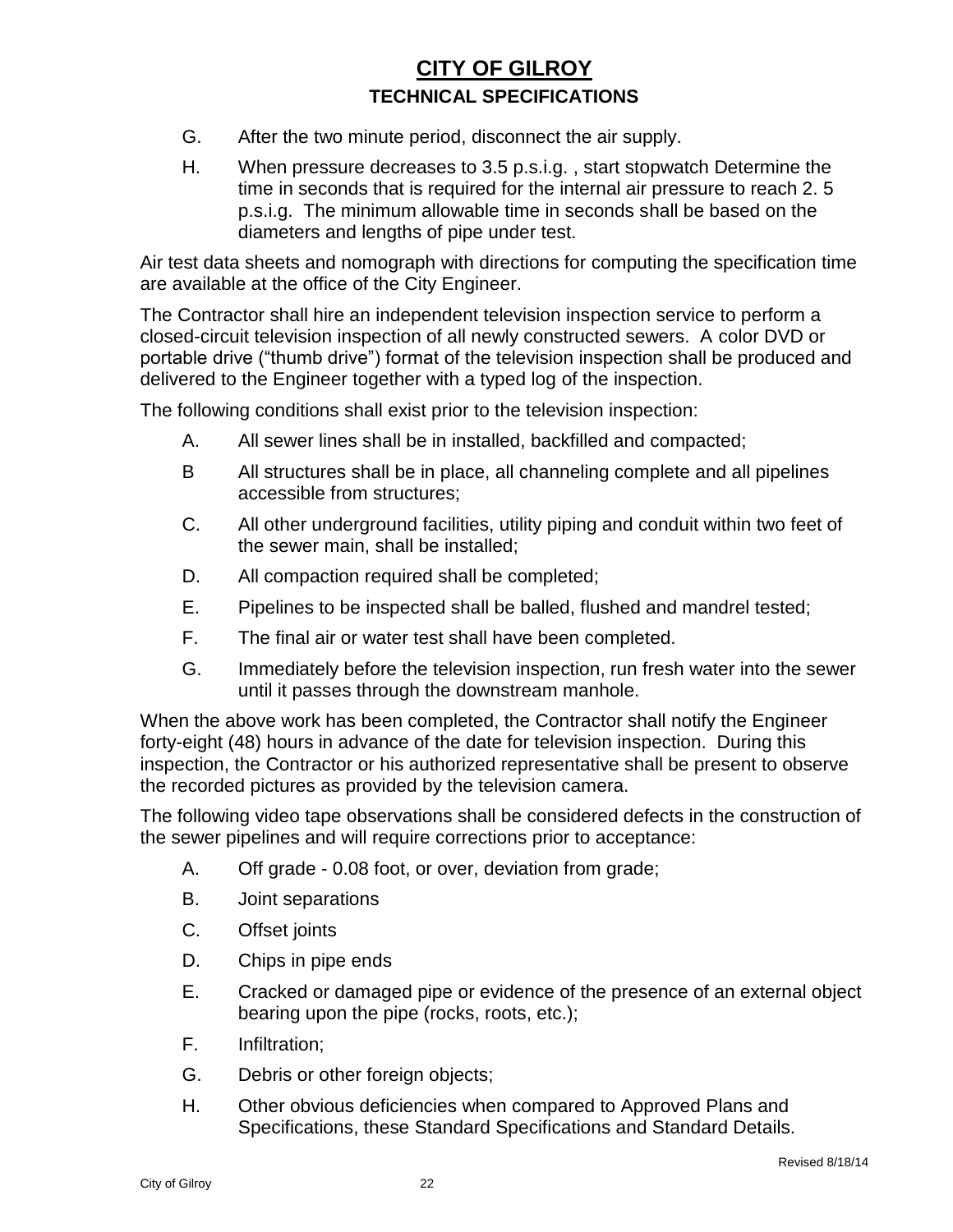G. After the two minute period, disconnect the air supply.

H. When pressure decreases to 3.5 p.s.i.g. , start stopwatch Determine the time in seconds that is required for the internal air pressure to reach 2. 5 p.s.i.g. The minimum allowable time in seconds shall be based on the diameters and lengths of pipe under test.

Air test data sheets and nomograph with directions for computing the specification time are available at the office of the City Engineer.

The Contractor shall hire an independent television inspection service to perform a closed-circuit television inspection of all newly constructed sewers. A color DVD or portable drive ("thumb drive") format of the television inspection shall be produced and delivered to the Engineer together with a typed log of the inspection.

The following conditions shall exist prior to the television inspection:

A. All sewer lines shall be in installed, backfilled and compacted;

B All structures shall be in place, all channeling complete and all pipelines accessible from structures;

C. All other underground facilities, utility piping and conduit within two feet of the sewer main, shall be installed;

D. All compaction required shall be completed;

E. Pipelines to be inspected shall be balled, flushed and mandrel tested;

F. The final air or water test shall have been completed.

G. Immediately before the television inspection, run fresh water into the sewer until it passes through the downstream manhole.

When the above work has been completed, the Contractor shall notify the Engineer forty-eight (48) hours in advance of the date for television inspection. During this inspection, the Contractor or his authorized representative shall be present to observe the recorded pictures as provided by the television camera.

The following video tape observations shall be considered defects in the construction of the sewer pipelines and will require corrections prior to acceptance:

A. Off grade - 0.08 foot, or over, deviation from grade;

B. Joint separations

C. Offset joints

D. Chips in pipe ends

E. Cracked or damaged pipe or evidence of the presence of an external object bearing upon the pipe (rocks, roots, etc.);

F. Infiltration;

G. Debris or other foreign objects;

H. Other obvious deficiencies when compared to Approved Plans and Specifications, these Standard Specifications and Standard Details.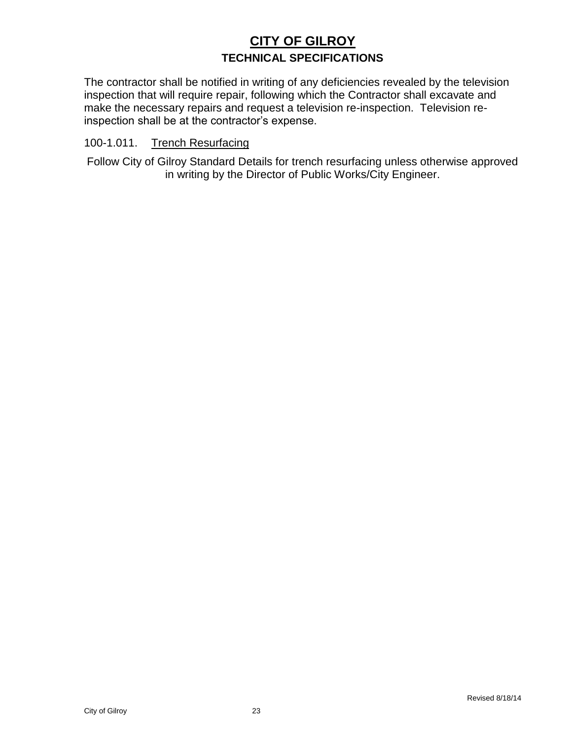The contractor shall be notified in writing of any deficiencies revealed by the television inspection that will require repair, following which the Contractor shall excavate and make the necessary repairs and request a television re-inspection. Television re-inspection shall be at the contractor's expense.

100-1.011. Trench Resurfacing

Follow City of Gilroy Standard Details for trench resurfacing unless otherwise approved in writing by the Director of Public Works/City Engineer.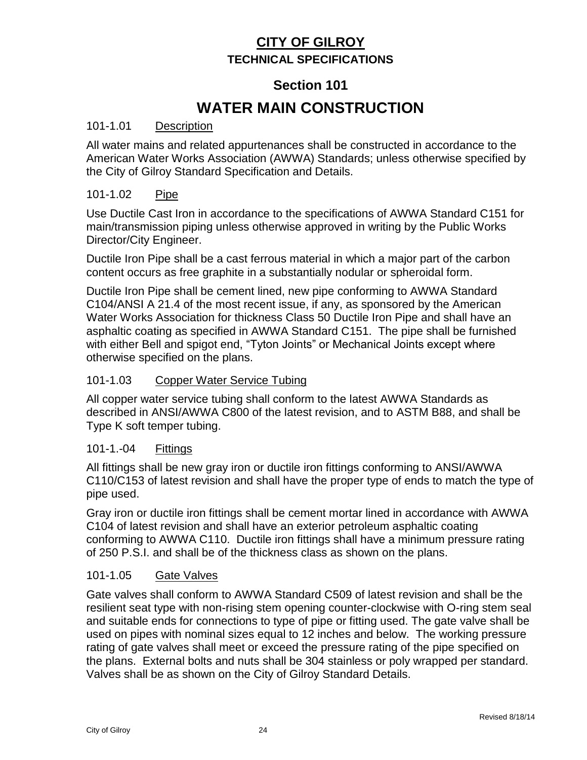# CITY OF GILROY

**TECHNICAL SPECIFICATIONS**

## Section 101

# WATER MAIN CONSTRUCTION

### 101-1.01 Description

All water mains and related appurtenances shall be constructed in accordance to the American Water Works Association (AWWA) Standards; unless otherwise specified by the City of Gilroy Standard Specification and Details.

### 101-1.02 Pipe

Use Ductile Cast Iron in accordance to the specifications of AWWA Standard C151 for main/transmission piping unless otherwise approved in writing by the Public Works Director/City Engineer.

Ductile Iron Pipe shall be a cast ferrous material in which a major part of the carbon content occurs as free graphite in a substantially nodular or spheroidal form.

Ductile Iron Pipe shall be cement lined, new pipe conforming to AWWA Standard C104/ANSI A 21.4 of the most recent issue, if any, as sponsored by the American Water Works Association for thickness Class 50 Ductile Iron Pipe and shall have an asphaltic coating as specified in AWWA Standard C151. The pipe shall be furnished with either Bell and spigot end, "Tyton Joints" or Mechanical Joints except where otherwise specified on the plans.

### 101-1.03 Copper Water Service Tubing

All copper water service tubing shall conform to the latest AWWA Standards as described in ANSI/AWWA C800 of the latest revision, and to ASTM B88, and shall be Type K soft temper tubing.

### 101-1.-04 Fittings

All fittings shall be new gray iron or ductile iron fittings conforming to ANSI/AWWA C110/C153 of latest revision and shall have the proper type of ends to match the type of pipe used.

Gray iron or ductile iron fittings shall be cement mortar lined in accordance with AWWA C104 of latest revision and shall have an exterior petroleum asphaltic coating conforming to AWWA C110. Ductile iron fittings shall have a minimum pressure rating of 250 P.S.I. and shall be of the thickness class as shown on the plans.

### 101-1.05 Gate Valves

Gate valves shall conform to AWWA Standard C509 of latest revision and shall be the resilient seat type with non-rising stem opening counter-clockwise with O-ring stem seal and suitable ends for connections to type of pipe or fitting used. The gate valve shall be used on pipes with nominal sizes equal to 12 inches and below. The working pressure rating of gate valves shall meet or exceed the pressure rating of the pipe specified on the plans. External bolts and nuts shall be 304 stainless or poly wrapped per standard. Valves shall be as shown on the City of Gilroy Standard Details.

Revised 8/18/14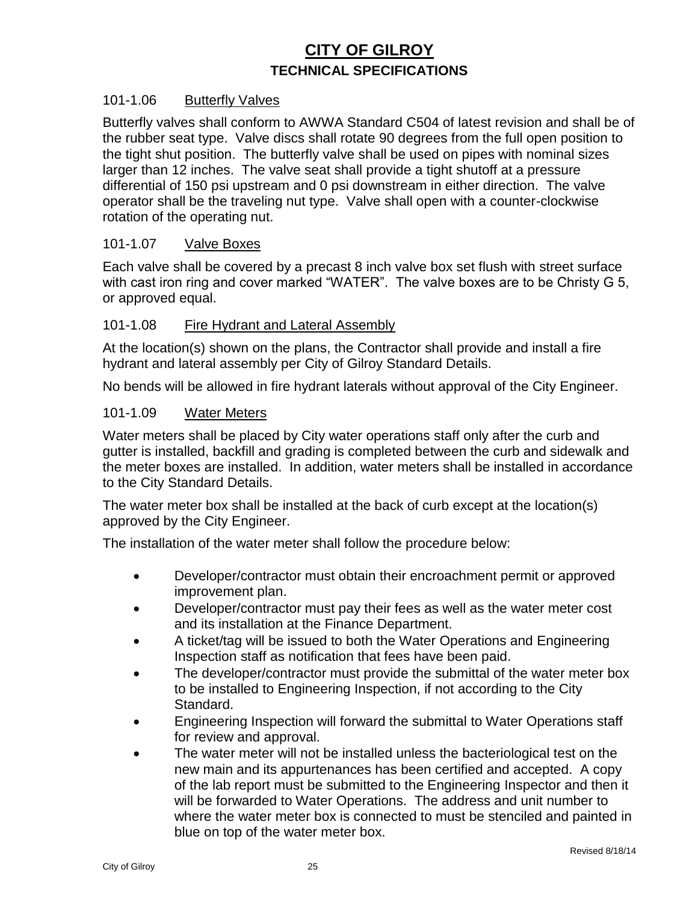# CITY OF GILROY

## TECHNICAL SPECIFICATIONS

### 101-1.06 Butterfly Valves

Butterfly valves shall conform to AWWA Standard C504 of latest revision and shall be of the rubber seat type. Valve discs shall rotate 90 degrees from the full open position to the tight shut position. The butterfly valve shall be used on pipes with nominal sizes larger than 12 inches. The valve seat shall provide a tight shutoff at a pressure differential of 150 psi upstream and 0 psi downstream in either direction. The valve operator shall be the traveling nut type. Valve shall open with a counter-clockwise rotation of the operating nut.

### 101-1.07 Valve Boxes

Each valve shall be covered by a precast 8 inch valve box set flush with street surface with cast iron ring and cover marked "WATER". The valve boxes are to be Christy G 5, or approved equal.

### 101-1.08 Fire Hydrant and Lateral Assembly

At the location(s) shown on the plans, the Contractor shall provide and install a fire hydrant and lateral assembly per City of Gilroy Standard Details.

No bends will be allowed in fire hydrant laterals without approval of the City Engineer.

### 101-1.09 Water Meters

Water meters shall be placed by City water operations staff only after the curb and gutter is installed, backfill and grading is completed between the curb and sidewalk and the meter boxes are installed. In addition, water meters shall be installed in accordance to the City Standard Details.

The water meter box shall be installed at the back of curb except at the location(s) approved by the City Engineer.

The installation of the water meter shall follow the procedure below:

- Developer/contractor must obtain their encroachment permit or approved improvement plan.
- Developer/contractor must pay their fees as well as the water meter cost and its installation at the Finance Department.
- A ticket/tag will be issued to both the Water Operations and Engineering Inspection staff as notification that fees have been paid.
- The developer/contractor must provide the submittal of the water meter box to be installed to Engineering Inspection, if not according to the City Standard.
- Engineering Inspection will forward the submittal to Water Operations staff for review and approval.
- The water meter will not be installed unless the bacteriological test on the new main and its appurtenances has been certified and accepted. A copy of the lab report must be submitted to the Engineering Inspector and then it will be forwarded to Water Operations. The address and unit number to where the water meter box is connected to must be stenciled and painted in blue on top of the water meter box.

Revised 8/18/14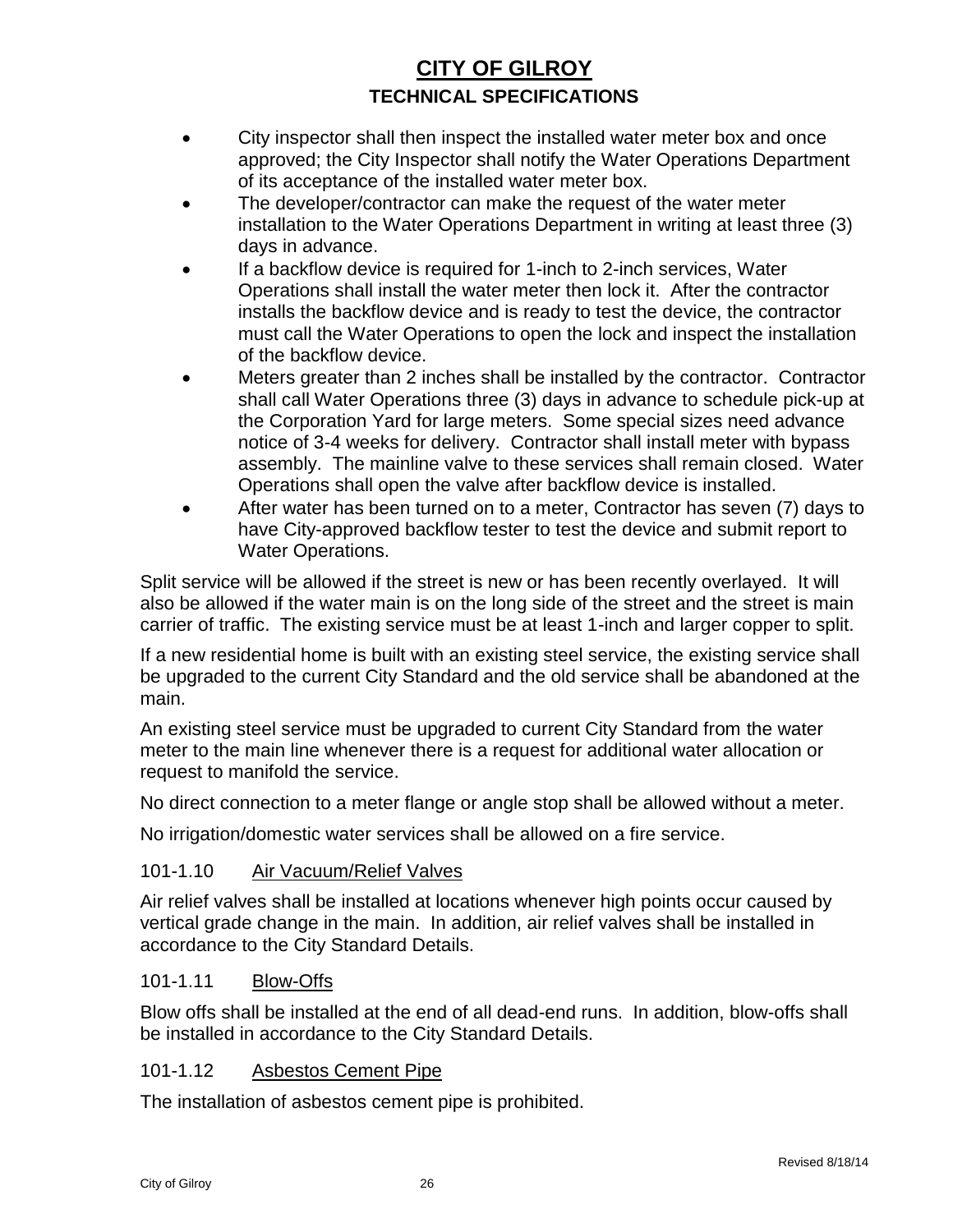- City inspector shall then inspect the installed water meter box and once approved; the City Inspector shall notify the Water Operations Department of its acceptance of the installed water meter box.
- The developer/contractor can make the request of the water meter installation to the Water Operations Department in writing at least three (3) days in advance.
- If a backflow device is required for 1-inch to 2-inch services, Water Operations shall install the water meter then lock it. After the contractor installs the backflow device and is ready to test the device, the contractor must call the Water Operations to open the lock and inspect the installation of the backflow device.
- Meters greater than 2 inches shall be installed by the contractor. Contractor shall call Water Operations three (3) days in advance to schedule pick-up at the Corporation Yard for large meters. Some special sizes need advance notice of 3-4 weeks for delivery. Contractor shall install meter with bypass assembly. The mainline valve to these services shall remain closed. Water Operations shall open the valve after backflow device is installed.
- After water has been turned on to a meter, Contractor has seven (7) days to have City-approved backflow tester to test the device and submit report to Water Operations.

Split service will be allowed if the street is new or has been recently overlayed. It will also be allowed if the water main is on the long side of the street and the street is main carrier of traffic. The existing service must be at least 1-inch and larger copper to split.

If a new residential home is built with an existing steel service, the existing service shall be upgraded to the current City Standard and the old service shall be abandoned at the main.

An existing steel service must be upgraded to current City Standard from the water meter to the main line whenever there is a request for additional water allocation or request to manifold the service.

No direct connection to a meter flange or angle stop shall be allowed without a meter.

No irrigation/domestic water services shall be allowed on a fire service.

### 101-1.10 Air Vacuum/Relief Valves

Air relief valves shall be installed at locations whenever high points occur caused by vertical grade change in the main. In addition, air relief valves shall be installed in accordance to the City Standard Details.

### 101-1.11 Blow-Offs

Blow offs shall be installed at the end of all dead-end runs. In addition, blow-offs shall be installed in accordance to the City Standard Details.

### 101-1.12 Asbestos Cement Pipe

The installation of asbestos cement pipe is prohibited.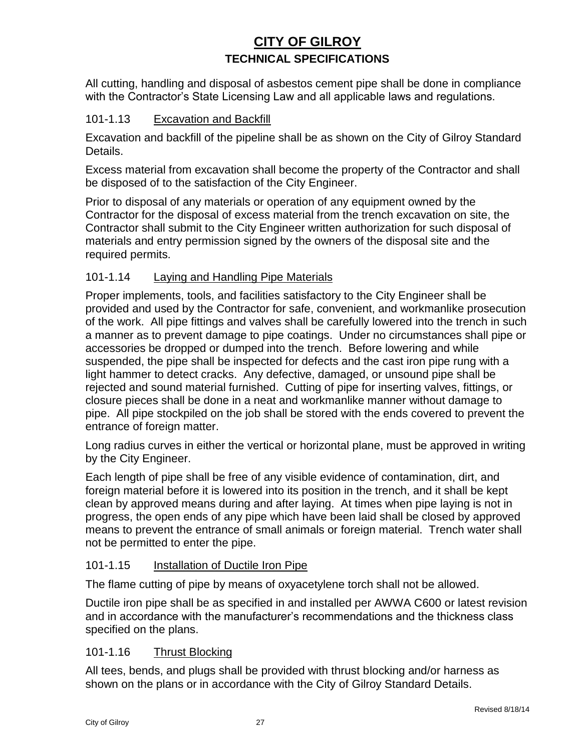All cutting, handling and disposal of asbestos cement pipe shall be done in compliance with the Contractor's State Licensing Law and all applicable laws and regulations.

### 101-1.13 Excavation and Backfill

Excavation and backfill of the pipeline shall be as shown on the City of Gilroy Standard Details.

Excess material from excavation shall become the property of the Contractor and shall be disposed of to the satisfaction of the City Engineer.

Prior to disposal of any materials or operation of any equipment owned by the Contractor for the disposal of excess material from the trench excavation on site, the Contractor shall submit to the City Engineer written authorization for such disposal of materials and entry permission signed by the owners of the disposal site and the required permits.

### 101-1.14 Laying and Handling Pipe Materials

Proper implements, tools, and facilities satisfactory to the City Engineer shall be provided and used by the Contractor for safe, convenient, and workmanlike prosecution of the work. All pipe fittings and valves shall be carefully lowered into the trench in such a manner as to prevent damage to pipe coatings. Under no circumstances shall pipe or accessories be dropped or dumped into the trench. Before lowering and while suspended, the pipe shall be inspected for defects and the cast iron pipe rung with a light hammer to detect cracks. Any defective, damaged, or unsound pipe shall be rejected and sound material furnished. Cutting of pipe for inserting valves, fittings, or closure pieces shall be done in a neat and workmanlike manner without damage to pipe. All pipe stockpiled on the job shall be stored with the ends covered to prevent the entrance of foreign matter.

Long radius curves in either the vertical or horizontal plane, must be approved in writing by the City Engineer.

Each length of pipe shall be free of any visible evidence of contamination, dirt, and foreign material before it is lowered into its position in the trench, and it shall be kept clean by approved means during and after laying. At times when pipe laying is not in progress, the open ends of any pipe which have been laid shall be closed by approved means to prevent the entrance of small animals or foreign material. Trench water shall not be permitted to enter the pipe.

### 101-1.15 Installation of Ductile Iron Pipe

The flame cutting of pipe by means of oxyacetylene torch shall not be allowed.

Ductile iron pipe shall be as specified in and installed per AWWA C600 or latest revision and in accordance with the manufacturer's recommendations and the thickness class specified on the plans.

### 101-1.16 Thrust Blocking

All tees, bends, and plugs shall be provided with thrust blocking and/or harness as shown on the plans or in accordance with the City of Gilroy Standard Details.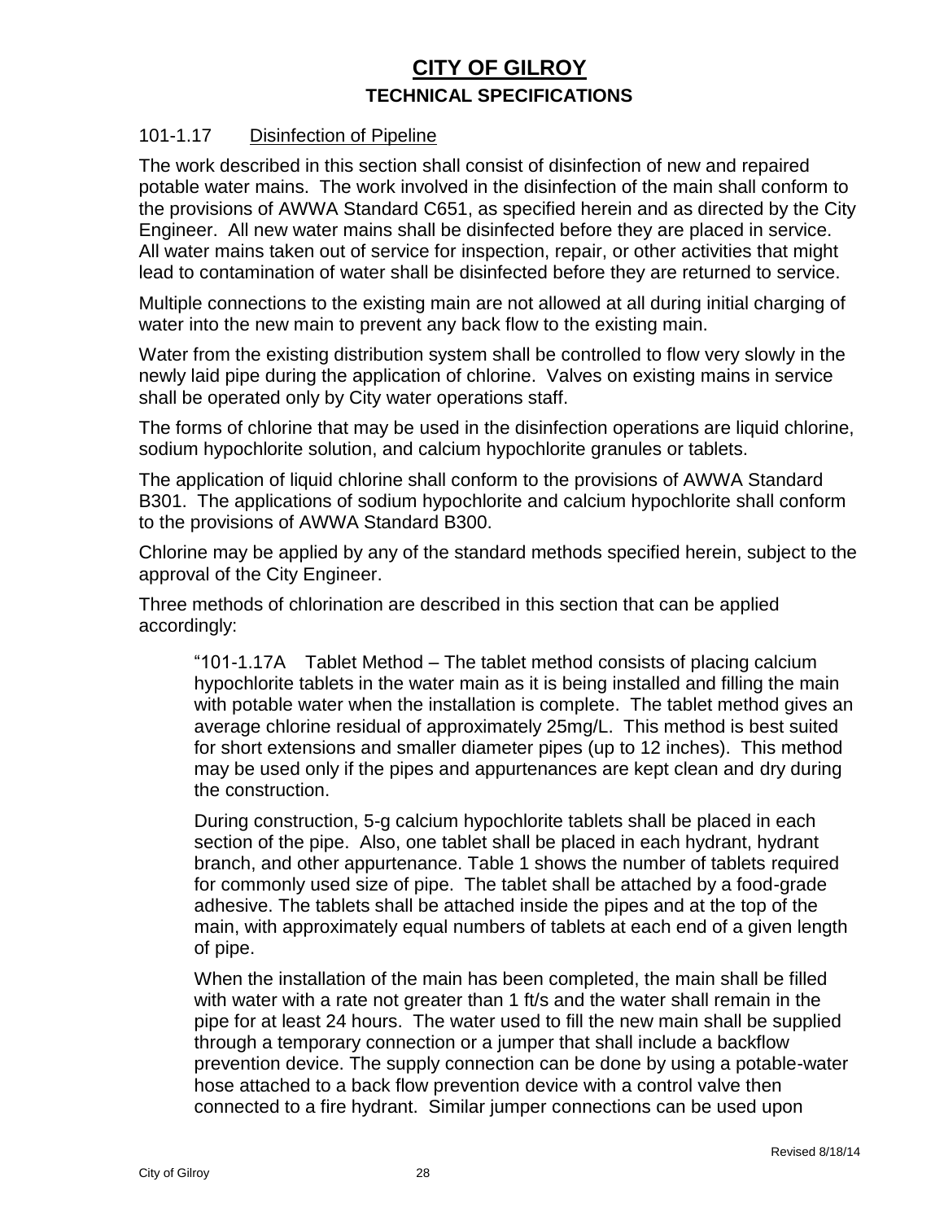# CITY OF GILROY

## TECHNICAL SPECIFICATIONS

101-1.17 Disinfection of Pipeline

The work described in this section shall consist of disinfection of new and repaired potable water mains. The work involved in the disinfection of the main shall conform to the provisions of AWWA Standard C651, as specified herein and as directed by the City Engineer. All new water mains shall be disinfected before they are placed in service. All water mains taken out of service for inspection, repair, or other activities that might lead to contamination of water shall be disinfected before they are returned to service.

Multiple connections to the existing main are not allowed at all during initial charging of water into the new main to prevent any back flow to the existing main.

Water from the existing distribution system shall be controlled to flow very slowly in the newly laid pipe during the application of chlorine. Valves on existing mains in service shall be operated only by City water operations staff.

The forms of chlorine that may be used in the disinfection operations are liquid chlorine, sodium hypochlorite solution, and calcium hypochlorite granules or tablets.

The application of liquid chlorine shall conform to the provisions of AWWA Standard B301. The applications of sodium hypochlorite and calcium hypochlorite shall conform to the provisions of AWWA Standard B300.

Chlorine may be applied by any of the standard methods specified herein, subject to the approval of the City Engineer.

Three methods of chlorination are described in this section that can be applied accordingly:

"101-1.17A Tablet Method – The tablet method consists of placing calcium hypochlorite tablets in the water main as it is being installed and filling the main with potable water when the installation is complete. The tablet method gives an average chlorine residual of approximately 25mg/L. This method is best suited for short extensions and smaller diameter pipes (up to 12 inches). This method may be used only if the pipes and appurtenances are kept clean and dry during the construction.

During construction, 5-g calcium hypochlorite tablets shall be placed in each section of the pipe. Also, one tablet shall be placed in each hydrant, hydrant branch, and other appurtenance. Table 1 shows the number of tablets required for commonly used size of pipe. The tablet shall be attached by a food-grade adhesive. The tablets shall be attached inside the pipes and at the top of the main, with approximately equal numbers of tablets at each end of a given length of pipe.

When the installation of the main has been completed, the main shall be filled with water with a rate not greater than 1 ft/s and the water shall remain in the pipe for at least 24 hours. The water used to fill the new main shall be supplied through a temporary connection or a jumper that shall include a backflow prevention device. The supply connection can be done by using a potable-water hose attached to a back flow prevention device with a control valve then connected to a fire hydrant. Similar jumper connections can be used upon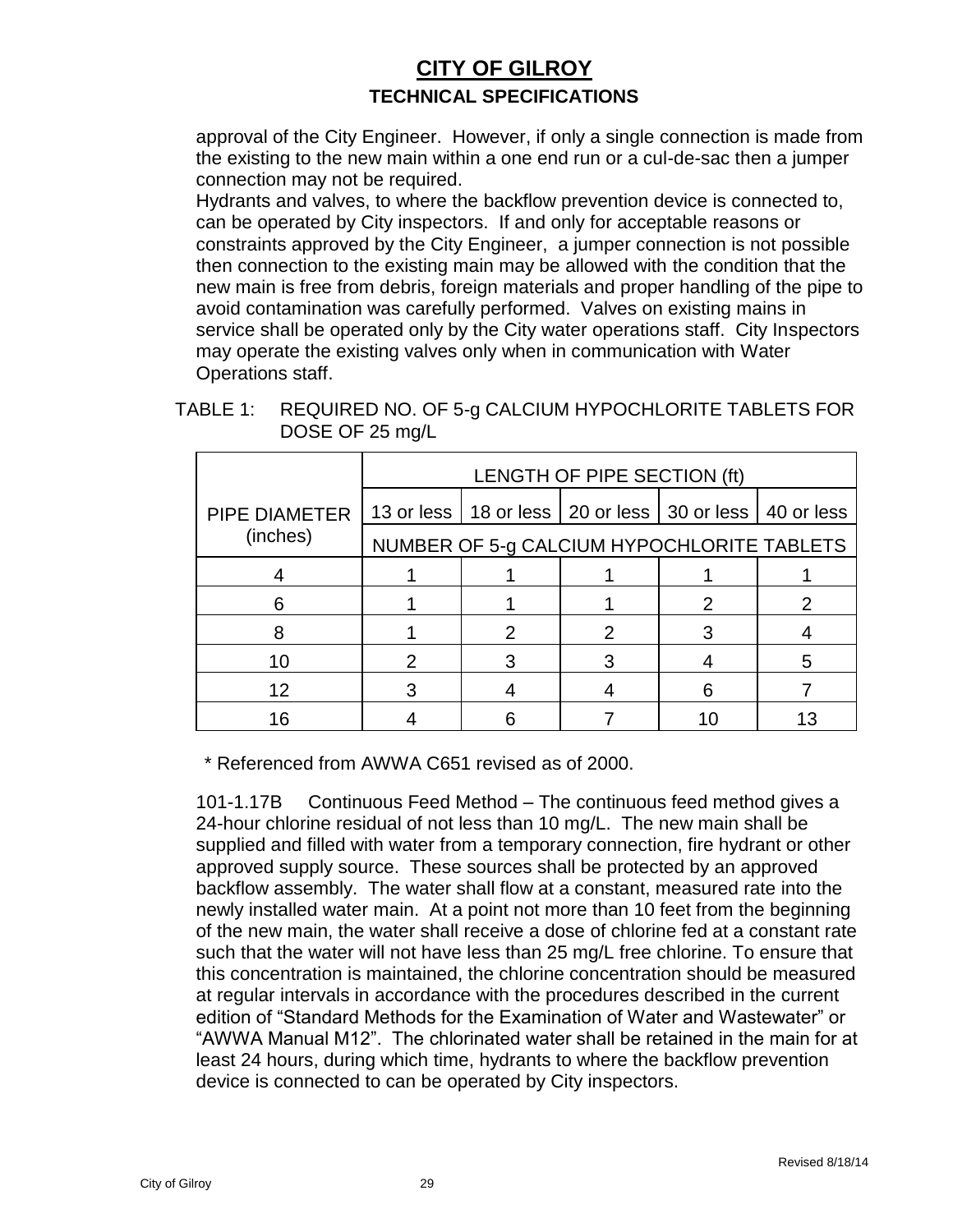approval of the City Engineer. However, if only a single connection is made from the existing to the new main within a one end run or a cul-de-sac then a jumper connection may not be required.

Hydrants and valves, to where the backflow prevention device is connected to, can be operated by City inspectors. If and only for acceptable reasons or constraints approved by the City Engineer, a jumper connection is not possible then connection to the existing main may be allowed with the condition that the new main is free from debris, foreign materials and proper handling of the pipe to avoid contamination was carefully performed. Valves on existing mains in service shall be operated only by the City water operations staff. City Inspectors may operate the existing valves only when in communication with Water Operations staff.

TABLE 1: REQUIRED NO. OF 5-g CALCIUM HYPOCHLORITE TABLETS FOR DOSE OF 25 mg/L

| PIPE DIAMETER (inches) | LENGTH OF PIPE SECTION (ft) | | | | |
|---|---|---|---|---|---|
| | 13 or less | 18 or less | 20 or less | 30 or less | 40 or less |
| | NUMBER OF 5-g CALCIUM HYPOCHLORITE TABLETS | | | | |
| 4 | 1 | 1 | 1 | 1 | 1 |
| 6 | 1 | 1 | 1 | 2 | 2 |
| 8 | 1 | 2 | 2 | 3 | 4 |
| 10 | 2 | 3 | 3 | 4 | 5 |
| 12 | 3 | 4 | 4 | 6 | 7 |
| 16 | 4 | 6 | 7 | 10 | 13 |

\* Referenced from AWWA C651 revised as of 2000.

101-1.17B Continuous Feed Method – The continuous feed method gives a 24-hour chlorine residual of not less than 10 mg/L. The new main shall be supplied and filled with water from a temporary connection, fire hydrant or other approved supply source. These sources shall be protected by an approved backflow assembly. The water shall flow at a constant, measured rate into the newly installed water main. At a point not more than 10 feet from the beginning of the new main, the water shall receive a dose of chlorine fed at a constant rate such that the water will not have less than 25 mg/L free chlorine. To ensure that this concentration is maintained, the chlorine concentration should be measured at regular intervals in accordance with the procedures described in the current edition of "Standard Methods for the Examination of Water and Wastewater" or "AWWA Manual M12". The chlorinated water shall be retained in the main for at least 24 hours, during which time, hydrants to where the backflow prevention device is connected to can be operated by City inspectors.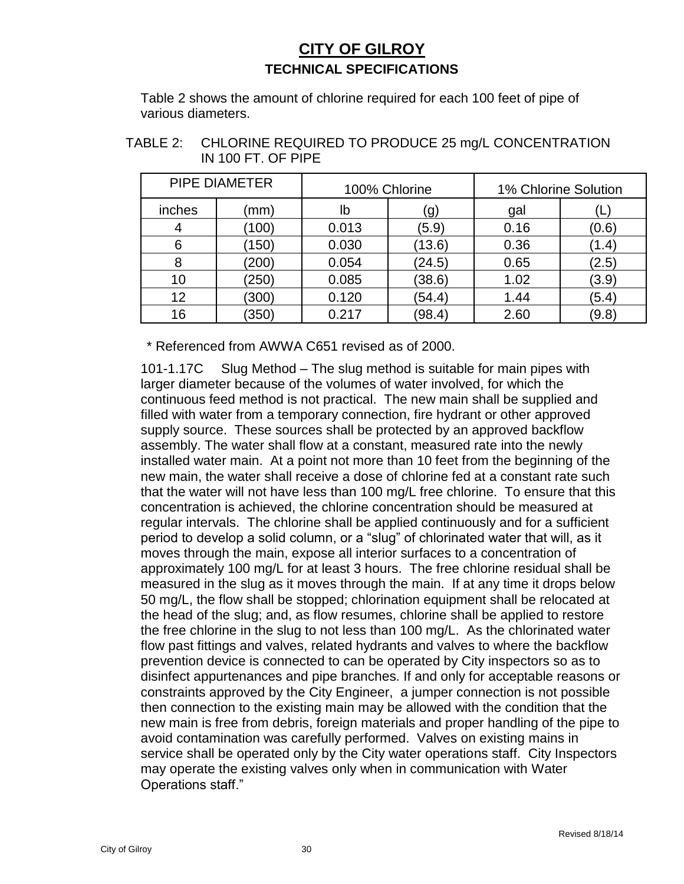Table 2 shows the amount of chlorine required for each 100 feet of pipe of various diameters.

TABLE 2: CHLORINE REQUIRED TO PRODUCE 25 mg/L CONCENTRATION IN 100 FT. OF PIPE

| PIPE DIAMETER | | 100% Chlorine | | 1% Chlorine Solution | |
|---|---|---|---|---|---|
| inches | (mm) | lb | (g) | gal | (L) |
| 4 | (100) | 0.013 | (5.9) | 0.16 | (0.6) |
| 6 | (150) | 0.030 | (13.6) | 0.36 | (1.4) |
| 8 | (200) | 0.054 | (24.5) | 0.65 | (2.5) |
| 10 | (250) | 0.085 | (38.6) | 1.02 | (3.9) |
| 12 | (300) | 0.120 | (54.4) | 1.44 | (5.4) |
| 16 | (350) | 0.217 | (98.4) | 2.60 | (9.8) |

\* Referenced from AWWA C651 revised as of 2000.

101-1.17C Slug Method – The slug method is suitable for main pipes with larger diameter because of the volumes of water involved, for which the continuous feed method is not practical. The new main shall be supplied and filled with water from a temporary connection, fire hydrant or other approved supply source. These sources shall be protected by an approved backflow assembly. The water shall flow at a constant, measured rate into the newly installed water main. At a point not more than 10 feet from the beginning of the new main, the water shall receive a dose of chlorine fed at a constant rate such that the water will not have less than 100 mg/L free chlorine. To ensure that this concentration is achieved, the chlorine concentration should be measured at regular intervals. The chlorine shall be applied continuously and for a sufficient period to develop a solid column, or a "slug" of chlorinated water that will, as it moves through the main, expose all interior surfaces to a concentration of approximately 100 mg/L for at least 3 hours. The free chlorine residual shall be measured in the slug as it moves through the main. If at any time it drops below 50 mg/L, the flow shall be stopped; chlorination equipment shall be relocated at the head of the slug; and, as flow resumes, chlorine shall be applied to restore the free chlorine in the slug to not less than 100 mg/L. As the chlorinated water flow past fittings and valves, related hydrants and valves to where the backflow prevention device is connected to can be operated by City inspectors so as to disinfect appurtenances and pipe branches. If and only for acceptable reasons or constraints approved by the City Engineer, a jumper connection is not possible then connection to the existing main may be allowed with the condition that the new main is free from debris, foreign materials and proper handling of the pipe to avoid contamination was carefully performed. Valves on existing mains in service shall be operated only by the City water operations staff. City Inspectors may operate the existing valves only when in communication with Water Operations staff."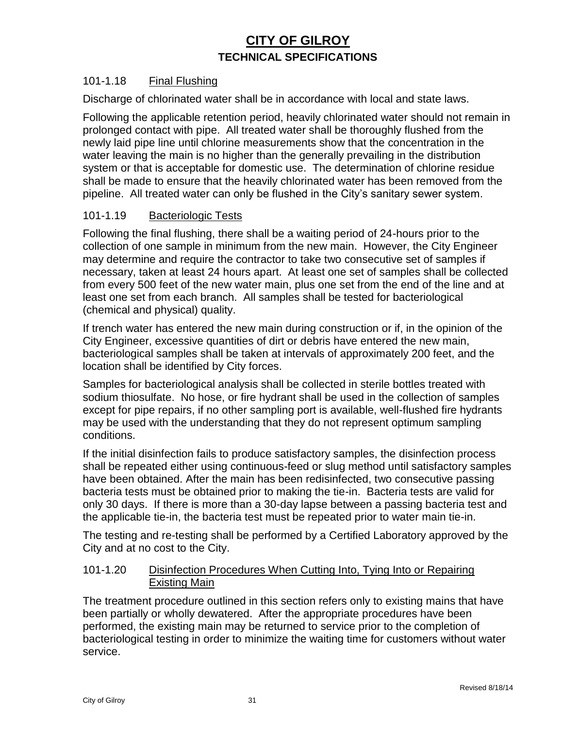### 101-1.18 Final Flushing

Discharge of chlorinated water shall be in accordance with local and state laws.

Following the applicable retention period, heavily chlorinated water should not remain in prolonged contact with pipe. All treated water shall be thoroughly flushed from the newly laid pipe line until chlorine measurements show that the concentration in the water leaving the main is no higher than the generally prevailing in the distribution system or that is acceptable for domestic use. The determination of chlorine residue shall be made to ensure that the heavily chlorinated water has been removed from the pipeline. All treated water can only be flushed in the City's sanitary sewer system.

### 101-1.19 Bacteriologic Tests

Following the final flushing, there shall be a waiting period of 24-hours prior to the collection of one sample in minimum from the new main. However, the City Engineer may determine and require the contractor to take two consecutive set of samples if necessary, taken at least 24 hours apart. At least one set of samples shall be collected from every 500 feet of the new water main, plus one set from the end of the line and at least one set from each branch. All samples shall be tested for bacteriological (chemical and physical) quality.

If trench water has entered the new main during construction or if, in the opinion of the City Engineer, excessive quantities of dirt or debris have entered the new main, bacteriological samples shall be taken at intervals of approximately 200 feet, and the location shall be identified by City forces.

Samples for bacteriological analysis shall be collected in sterile bottles treated with sodium thiosulfate. No hose, or fire hydrant shall be used in the collection of samples except for pipe repairs, if no other sampling port is available, well-flushed fire hydrants may be used with the understanding that they do not represent optimum sampling conditions.

If the initial disinfection fails to produce satisfactory samples, the disinfection process shall be repeated either using continuous-feed or slug method until satisfactory samples have been obtained. After the main has been redisinfected, two consecutive passing bacteria tests must be obtained prior to making the tie-in. Bacteria tests are valid for only 30 days. If there is more than a 30-day lapse between a passing bacteria test and the applicable tie-in, the bacteria test must be repeated prior to water main tie-in.

The testing and re-testing shall be performed by a Certified Laboratory approved by the City and at no cost to the City.

### 101-1.20 Disinfection Procedures When Cutting Into, Tying Into or Repairing Existing Main

The treatment procedure outlined in this section refers only to existing mains that have been partially or wholly dewatered. After the appropriate procedures have been performed, the existing main may be returned to service prior to the completion of bacteriological testing in order to minimize the waiting time for customers without water service.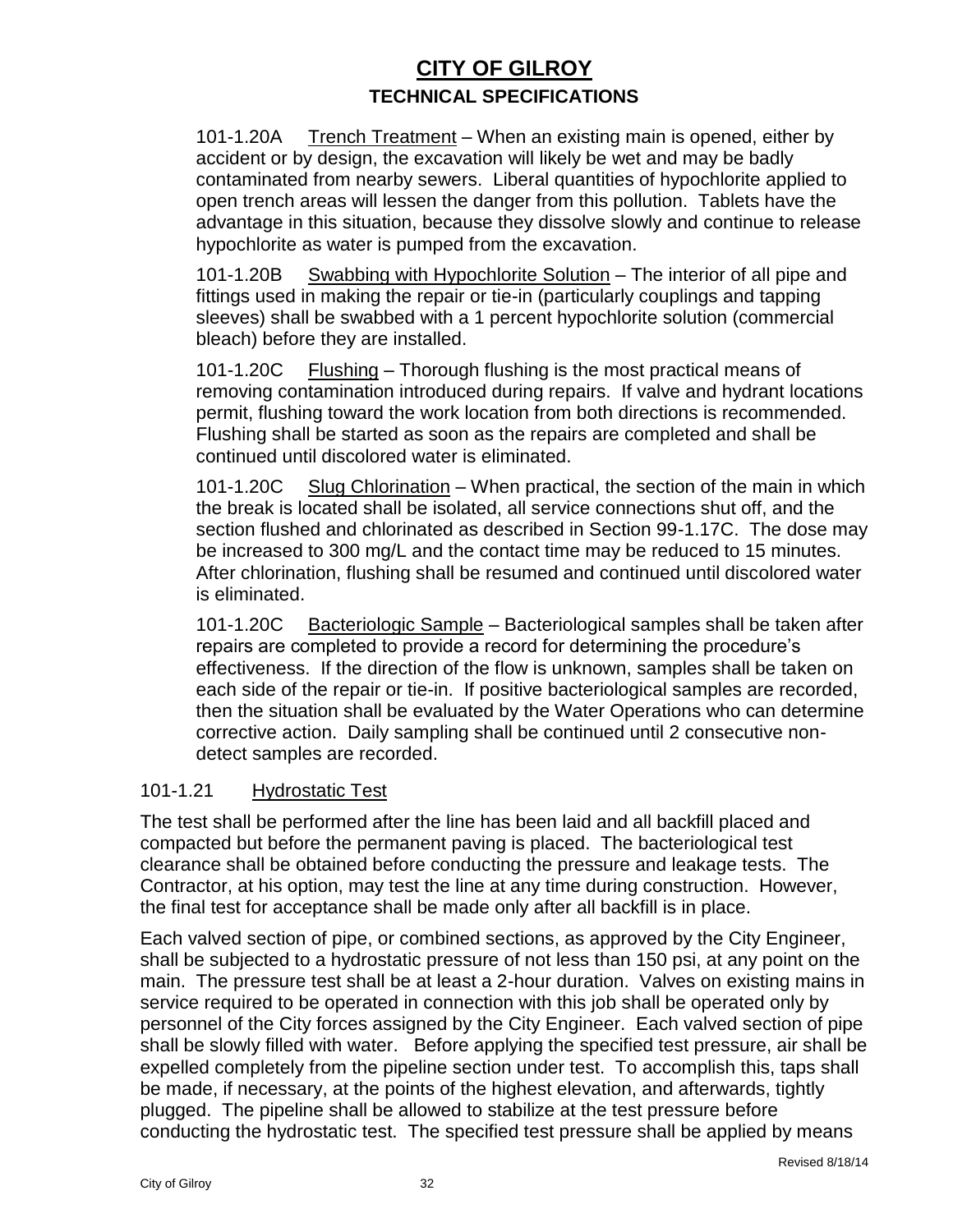101-1.20A Trench Treatment – When an existing main is opened, either by accident or by design, the excavation will likely be wet and may be badly contaminated from nearby sewers. Liberal quantities of hypochlorite applied to open trench areas will lessen the danger from this pollution. Tablets have the advantage in this situation, because they dissolve slowly and continue to release hypochlorite as water is pumped from the excavation.

101-1.20B Swabbing with Hypochlorite Solution – The interior of all pipe and fittings used in making the repair or tie-in (particularly couplings and tapping sleeves) shall be swabbed with a 1 percent hypochlorite solution (commercial bleach) before they are installed.

101-1.20C Flushing – Thorough flushing is the most practical means of removing contamination introduced during repairs. If valve and hydrant locations permit, flushing toward the work location from both directions is recommended. Flushing shall be started as soon as the repairs are completed and shall be continued until discolored water is eliminated.

101-1.20C Slug Chlorination – When practical, the section of the main in which the break is located shall be isolated, all service connections shut off, and the section flushed and chlorinated as described in Section 99-1.17C. The dose may be increased to 300 mg/L and the contact time may be reduced to 15 minutes. After chlorination, flushing shall be resumed and continued until discolored water is eliminated.

101-1.20C Bacteriologic Sample – Bacteriological samples shall be taken after repairs are completed to provide a record for determining the procedure's effectiveness. If the direction of the flow is unknown, samples shall be taken on each side of the repair or tie-in. If positive bacteriological samples are recorded, then the situation shall be evaluated by the Water Operations who can determine corrective action. Daily sampling shall be continued until 2 consecutive non-detect samples are recorded.

## 101-1.21 Hydrostatic Test

The test shall be performed after the line has been laid and all backfill placed and compacted but before the permanent paving is placed. The bacteriological test clearance shall be obtained before conducting the pressure and leakage tests. The Contractor, at his option, may test the line at any time during construction. However, the final test for acceptance shall be made only after all backfill is in place.

Each valved section of pipe, or combined sections, as approved by the City Engineer, shall be subjected to a hydrostatic pressure of not less than 150 psi, at any point on the main. The pressure test shall be at least a 2-hour duration. Valves on existing mains in service required to be operated in connection with this job shall be operated only by personnel of the City forces assigned by the City Engineer. Each valved section of pipe shall be slowly filled with water. Before applying the specified test pressure, air shall be expelled completely from the pipeline section under test. To accomplish this, taps shall be made, if necessary, at the points of the highest elevation, and afterwards, tightly plugged. The pipeline shall be allowed to stabilize at the test pressure before conducting the hydrostatic test. The specified test pressure shall be applied by means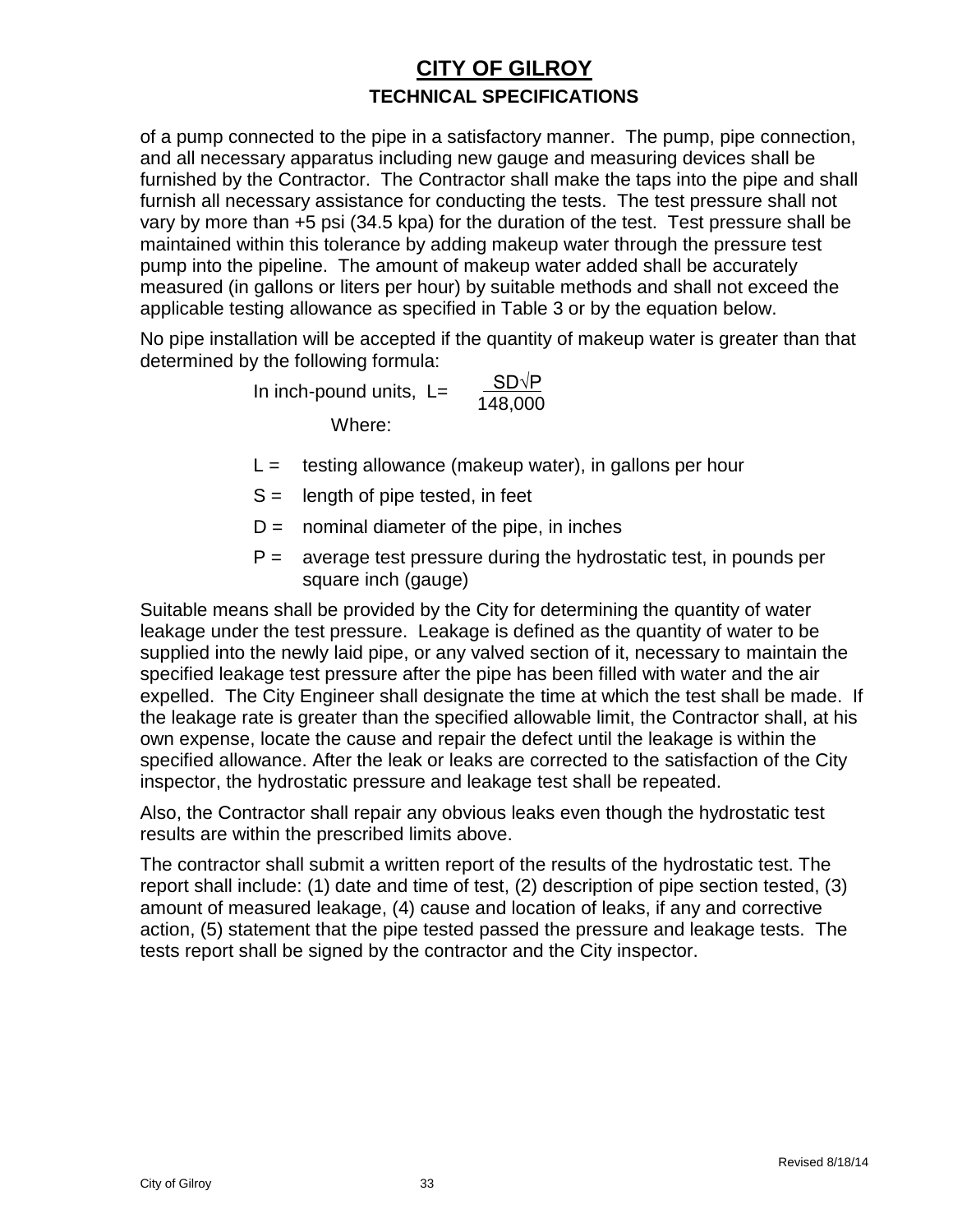of a pump connected to the pipe in a satisfactory manner. The pump, pipe connection, and all necessary apparatus including new gauge and measuring devices shall be furnished by the Contractor. The Contractor shall make the taps into the pipe and shall furnish all necessary assistance for conducting the tests. The test pressure shall not vary by more than +5 psi (34.5 kpa) for the duration of the test. Test pressure shall be maintained within this tolerance by adding makeup water through the pressure test pump into the pipeline. The amount of makeup water added shall be accurately measured (in gallons or liters per hour) by suitable methods and shall not exceed the applicable testing allowance as specified in Table 3 or by the equation below.

No pipe installation will be accepted if the quantity of makeup water is greater than that determined by the following formula:

In inch-pound units, $L = \frac{SD\sqrt{P}}{148{,}000}$

Where:

- $L$ = testing allowance (makeup water), in gallons per hour
- $S$ = length of pipe tested, in feet
- $D$ = nominal diameter of the pipe, in inches
- $P$ = average test pressure during the hydrostatic test, in pounds per square inch (gauge)

Suitable means shall be provided by the City for determining the quantity of water leakage under the test pressure. Leakage is defined as the quantity of water to be supplied into the newly laid pipe, or any valved section of it, necessary to maintain the specified leakage test pressure after the pipe has been filled with water and the air expelled. The City Engineer shall designate the time at which the test shall be made. If the leakage rate is greater than the specified allowable limit, the Contractor shall, at his own expense, locate the cause and repair the defect until the leakage is within the specified allowance. After the leak or leaks are corrected to the satisfaction of the City inspector, the hydrostatic pressure and leakage test shall be repeated.

Also, the Contractor shall repair any obvious leaks even though the hydrostatic test results are within the prescribed limits above.

The contractor shall submit a written report of the results of the hydrostatic test. The report shall include: (1) date and time of test, (2) description of pipe section tested, (3) amount of measured leakage, (4) cause and location of leaks, if any and corrective action, (5) statement that the pipe tested passed the pressure and leakage tests. The tests report shall be signed by the contractor and the City inspector.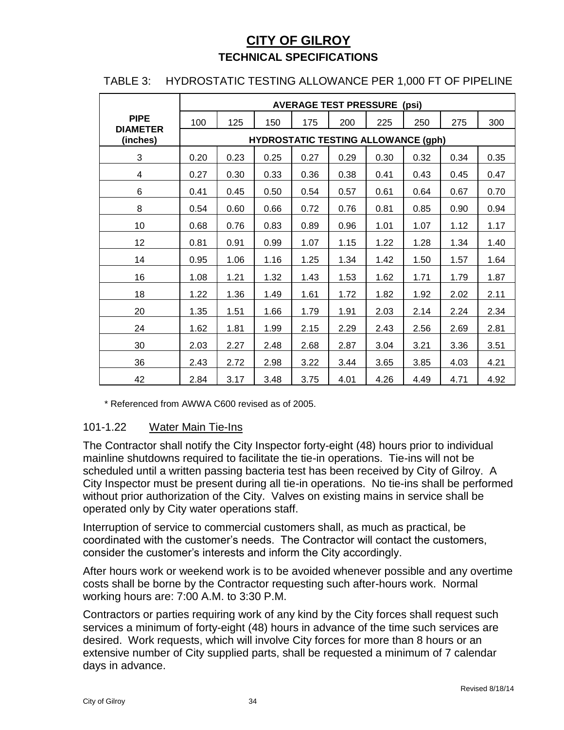# CITY OF GILROY

## TECHNICAL SPECIFICATIONS

TABLE 3: HYDROSTATIC TESTING ALLOWANCE PER 1,000 FT OF PIPELINE

| PIPE DIAMETER (inches) | AVERAGE TEST PRESSURE (psi) | | | | | | | | |
|---|---|---|---|---|---|---|---|---|---|
| | 100 | 125 | 150 | 175 | 200 | 225 | 250 | 275 | 300 |
| | HYDROSTATIC TESTING ALLOWANCE (gph) | | | | | | | | |
| 3 | 0.20 | 0.23 | 0.25 | 0.27 | 0.29 | 0.30 | 0.32 | 0.34 | 0.35 |
| 4 | 0.27 | 0.30 | 0.33 | 0.36 | 0.38 | 0.41 | 0.43 | 0.45 | 0.47 |
| 6 | 0.41 | 0.45 | 0.50 | 0.54 | 0.57 | 0.61 | 0.64 | 0.67 | 0.70 |
| 8 | 0.54 | 0.60 | 0.66 | 0.72 | 0.76 | 0.81 | 0.85 | 0.90 | 0.94 |
| 10 | 0.68 | 0.76 | 0.83 | 0.89 | 0.96 | 1.01 | 1.07 | 1.12 | 1.17 |
| 12 | 0.81 | 0.91 | 0.99 | 1.07 | 1.15 | 1.22 | 1.28 | 1.34 | 1.40 |
| 14 | 0.95 | 1.06 | 1.16 | 1.25 | 1.34 | 1.42 | 1.50 | 1.57 | 1.64 |
| 16 | 1.08 | 1.21 | 1.32 | 1.43 | 1.53 | 1.62 | 1.71 | 1.79 | 1.87 |
| 18 | 1.22 | 1.36 | 1.49 | 1.61 | 1.72 | 1.82 | 1.92 | 2.02 | 2.11 |
| 20 | 1.35 | 1.51 | 1.66 | 1.79 | 1.91 | 2.03 | 2.14 | 2.24 | 2.34 |
| 24 | 1.62 | 1.81 | 1.99 | 2.15 | 2.29 | 2.43 | 2.56 | 2.69 | 2.81 |
| 30 | 2.03 | 2.27 | 2.48 | 2.68 | 2.87 | 3.04 | 3.21 | 3.36 | 3.51 |
| 36 | 2.43 | 2.72 | 2.98 | 3.22 | 3.44 | 3.65 | 3.85 | 4.03 | 4.21 |
| 42 | 2.84 | 3.17 | 3.48 | 3.75 | 4.01 | 4.26 | 4.49 | 4.71 | 4.92 |

\* Referenced from AWWA C600 revised as of 2005.

### 101-1.22 Water Main Tie-Ins

The Contractor shall notify the City Inspector forty-eight (48) hours prior to individual mainline shutdowns required to facilitate the tie-in operations. Tie-ins will not be scheduled until a written passing bacteria test has been received by City of Gilroy. A City Inspector must be present during all tie-in operations. No tie-ins shall be performed without prior authorization of the City. Valves on existing mains in service shall be operated only by City water operations staff.

Interruption of service to commercial customers shall, as much as practical, be coordinated with the customer's needs. The Contractor will contact the customers, consider the customer's interests and inform the City accordingly.

After hours work or weekend work is to be avoided whenever possible and any overtime costs shall be borne by the Contractor requesting such after-hours work. Normal working hours are: 7:00 A.M. to 3:30 P.M.

Contractors or parties requiring work of any kind by the City forces shall request such services a minimum of forty-eight (48) hours in advance of the time such services are desired. Work requests, which will involve City forces for more than 8 hours or an extensive number of City supplied parts, shall be requested a minimum of 7 calendar days in advance.

Revised 8/18/14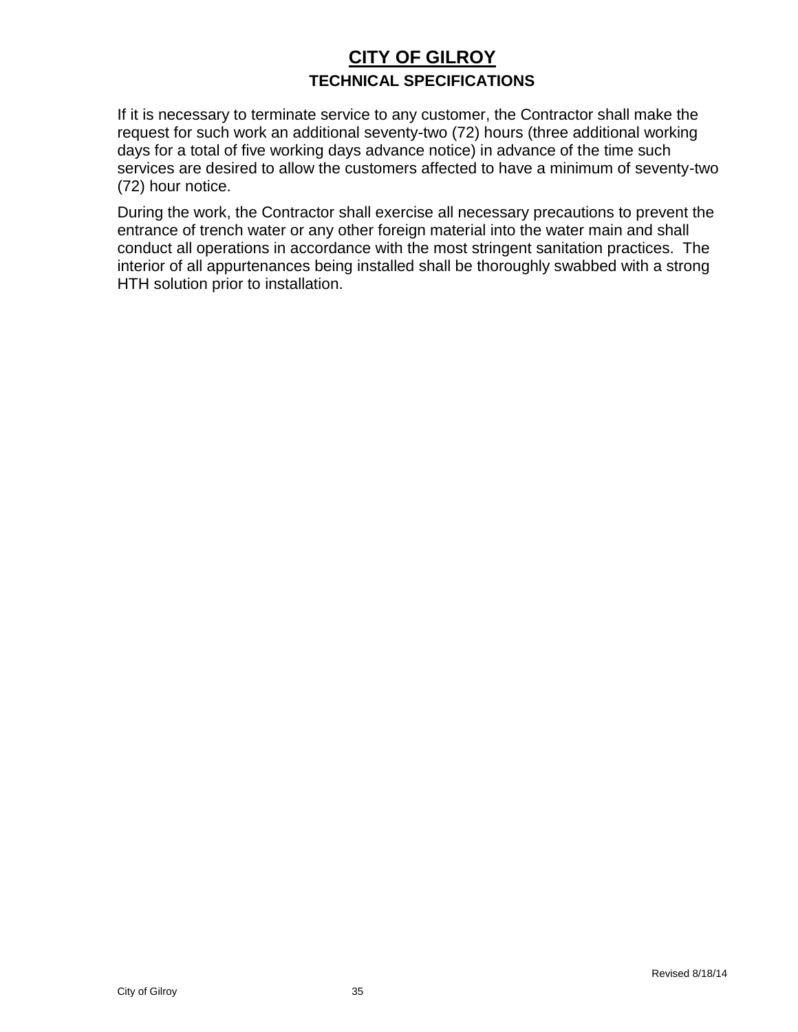If it is necessary to terminate service to any customer, the Contractor shall make the request for such work an additional seventy-two (72) hours (three additional working days for a total of five working days advance notice) in advance of the time such services are desired to allow the customers affected to have a minimum of seventy-two (72) hour notice.

During the work, the Contractor shall exercise all necessary precautions to prevent the entrance of trench water or any other foreign material into the water main and shall conduct all operations in accordance with the most stringent sanitation practices. The interior of all appurtenances being installed shall be thoroughly swabbed with a strong HTH solution prior to installation.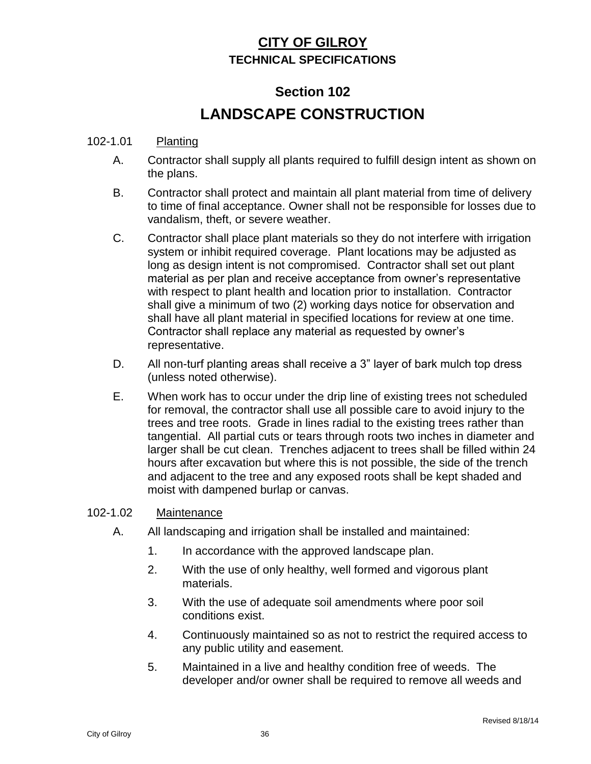# CITY OF GILROY

**TECHNICAL SPECIFICATIONS**

## Section 102

# LANDSCAPE CONSTRUCTION

102-1.01 Planting

A. Contractor shall supply all plants required to fulfill design intent as shown on the plans.

B. Contractor shall protect and maintain all plant material from time of delivery to time of final acceptance. Owner shall not be responsible for losses due to vandalism, theft, or severe weather.

C. Contractor shall place plant materials so they do not interfere with irrigation system or inhibit required coverage. Plant locations may be adjusted as long as design intent is not compromised. Contractor shall set out plant material as per plan and receive acceptance from owner's representative with respect to plant health and location prior to installation. Contractor shall give a minimum of two (2) working days notice for observation and shall have all plant material in specified locations for review at one time. Contractor shall replace any material as requested by owner's representative.

D. All non-turf planting areas shall receive a 3" layer of bark mulch top dress (unless noted otherwise).

E. When work has to occur under the drip line of existing trees not scheduled for removal, the contractor shall use all possible care to avoid injury to the trees and tree roots. Grade in lines radial to the existing trees rather than tangential. All partial cuts or tears through roots two inches in diameter and larger shall be cut clean. Trenches adjacent to trees shall be filled within 24 hours after excavation but where this is not possible, the side of the trench and adjacent to the tree and any exposed roots shall be kept shaded and moist with dampened burlap or canvas.

102-1.02 Maintenance

A. All landscaping and irrigation shall be installed and maintained:

1. In accordance with the approved landscape plan.
2. With the use of only healthy, well formed and vigorous plant materials.
3. With the use of adequate soil amendments where poor soil conditions exist.
4. Continuously maintained so as not to restrict the required access to any public utility and easement.
5. Maintained in a live and healthy condition free of weeds. The developer and/or owner shall be required to remove all weeds and

Revised 8/18/14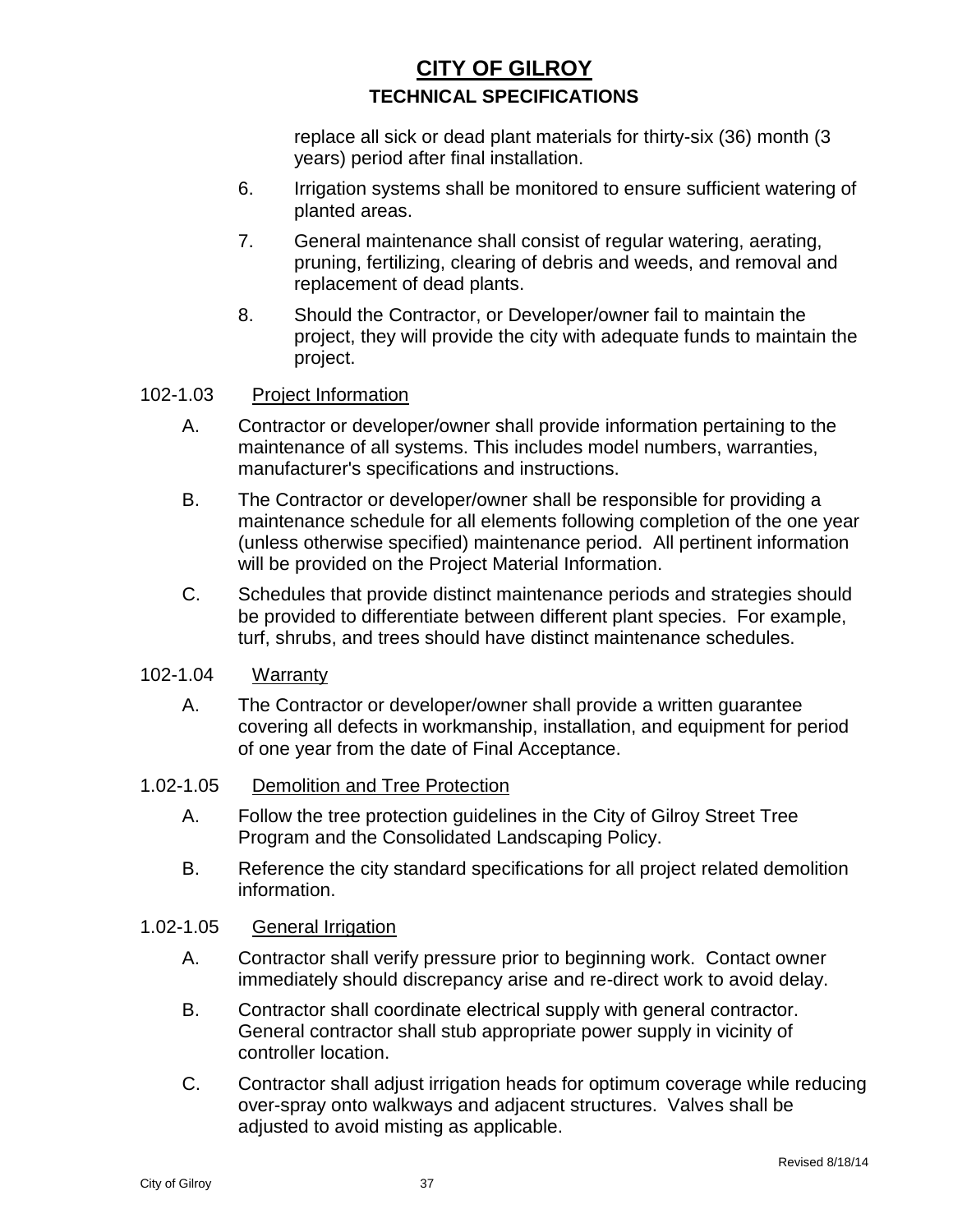replace all sick or dead plant materials for thirty-six (36) month (3 years) period after final installation.

6. Irrigation systems shall be monitored to ensure sufficient watering of planted areas.

7. General maintenance shall consist of regular watering, aerating, pruning, fertilizing, clearing of debris and weeds, and removal and replacement of dead plants.

8. Should the Contractor, or Developer/owner fail to maintain the project, they will provide the city with adequate funds to maintain the project.

102-1.03 Project Information

A. Contractor or developer/owner shall provide information pertaining to the maintenance of all systems. This includes model numbers, warranties, manufacturer's specifications and instructions.

B. The Contractor or developer/owner shall be responsible for providing a maintenance schedule for all elements following completion of the one year (unless otherwise specified) maintenance period. All pertinent information will be provided on the Project Material Information.

C. Schedules that provide distinct maintenance periods and strategies should be provided to differentiate between different plant species. For example, turf, shrubs, and trees should have distinct maintenance schedules.

102-1.04 Warranty

A. The Contractor or developer/owner shall provide a written guarantee covering all defects in workmanship, installation, and equipment for period of one year from the date of Final Acceptance.

1.02-1.05 Demolition and Tree Protection

A. Follow the tree protection guidelines in the City of Gilroy Street Tree Program and the Consolidated Landscaping Policy.

B. Reference the city standard specifications for all project related demolition information.

1.02-1.05 General Irrigation

A. Contractor shall verify pressure prior to beginning work. Contact owner immediately should discrepancy arise and re-direct work to avoid delay.

B. Contractor shall coordinate electrical supply with general contractor. General contractor shall stub appropriate power supply in vicinity of controller location.

C. Contractor shall adjust irrigation heads for optimum coverage while reducing over-spray onto walkways and adjacent structures. Valves shall be adjusted to avoid misting as applicable.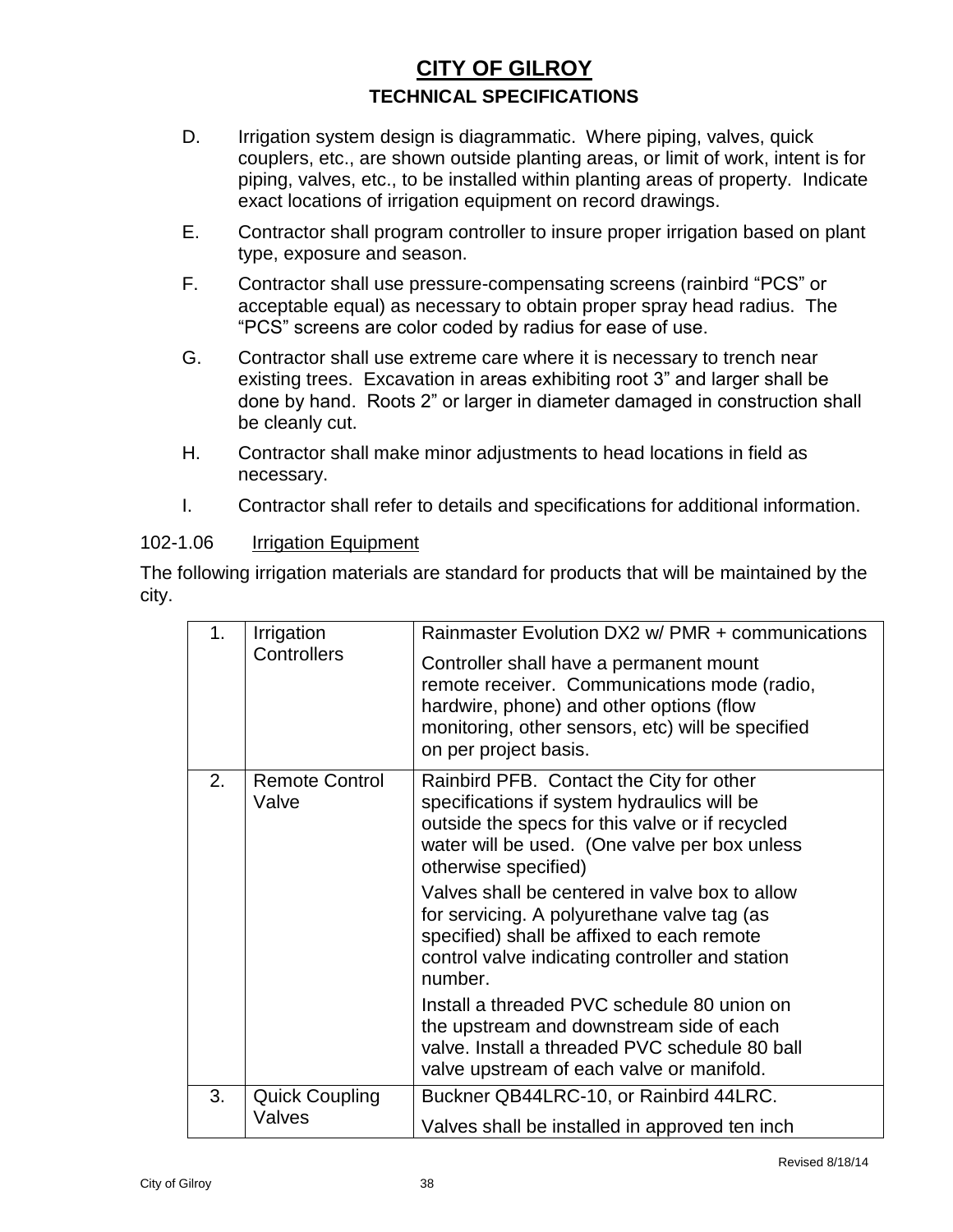D. Irrigation system design is diagrammatic. Where piping, valves, quick couplers, etc., are shown outside planting areas, or limit of work, intent is for piping, valves, etc., to be installed within planting areas of property. Indicate exact locations of irrigation equipment on record drawings.

E. Contractor shall program controller to insure proper irrigation based on plant type, exposure and season.

F. Contractor shall use pressure-compensating screens (rainbird "PCS" or acceptable equal) as necessary to obtain proper spray head radius. The "PCS" screens are color coded by radius for ease of use.

G. Contractor shall use extreme care where it is necessary to trench near existing trees. Excavation in areas exhibiting root 3" and larger shall be done by hand. Roots 2" or larger in diameter damaged in construction shall be cleanly cut.

H. Contractor shall make minor adjustments to head locations in field as necessary.

I. Contractor shall refer to details and specifications for additional information.

102-1.06 Irrigation Equipment

The following irrigation materials are standard for products that will be maintained by the city.

| | | |
|---|---|---|
| 1. | Irrigation Controllers | Rainmaster Evolution DX2 w/ PMR + communications<br><br>Controller shall have a permanent mount remote receiver. Communications mode (radio, hardwire, phone) and other options (flow monitoring, other sensors, etc) will be specified on per project basis. |
| 2. | Remote Control Valve | Rainbird PFB. Contact the City for other specifications if system hydraulics will be outside the specs for this valve or if recycled water will be used. (One valve per box unless otherwise specified)<br><br>Valves shall be centered in valve box to allow for servicing. A polyurethane valve tag (as specified) shall be affixed to each remote control valve indicating controller and station number.<br><br>Install a threaded PVC schedule 80 union on the upstream and downstream side of each valve. Install a threaded PVC schedule 80 ball valve upstream of each valve or manifold. |
| 3. | Quick Coupling Valves | Buckner QB44LRC-10, or Rainbird 44LRC.<br><br>Valves shall be installed in approved ten inch |

Revised 8/18/14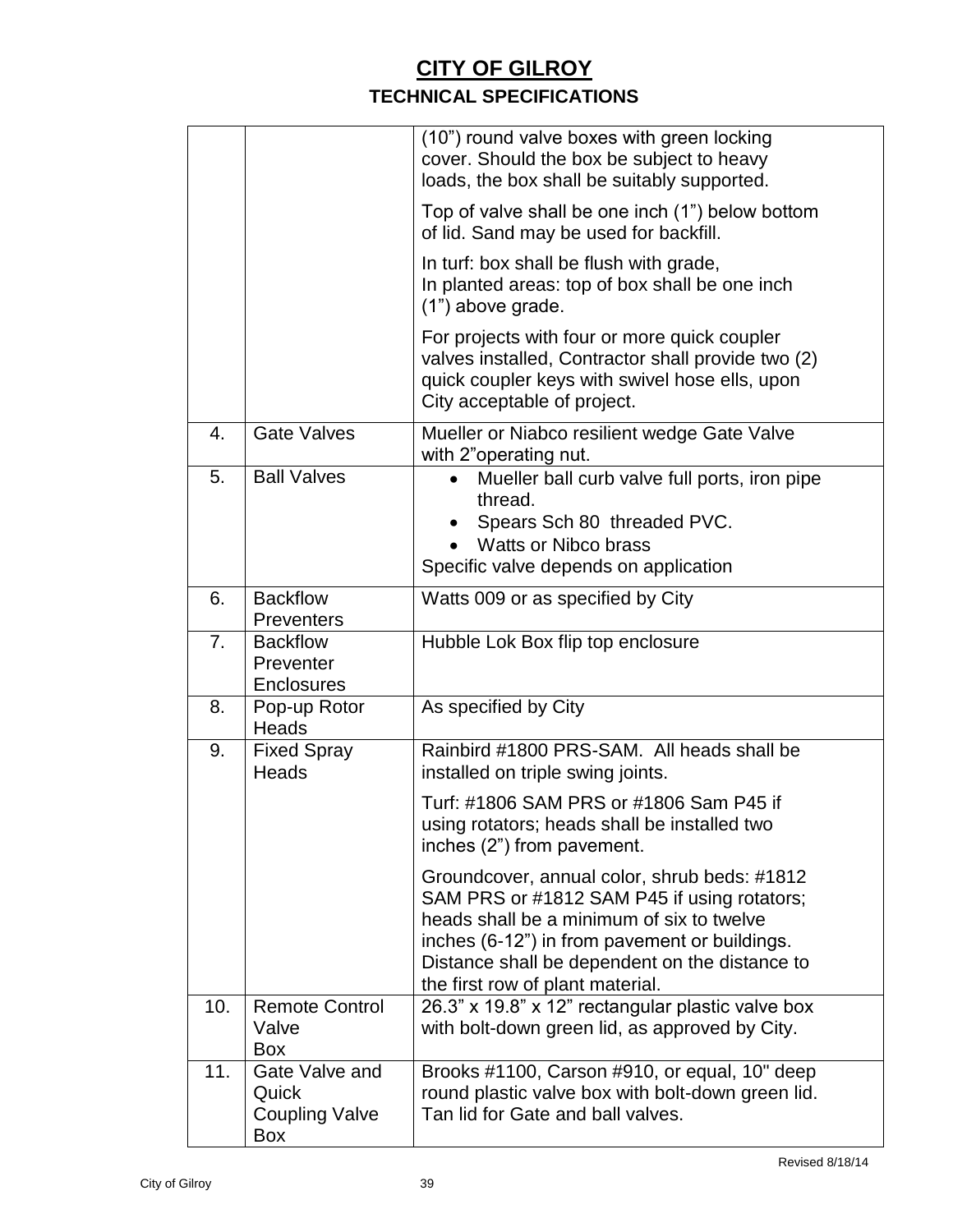## CITY OF GILROY

### TECHNICAL SPECIFICATIONS

| | | |
|---|---|---|
| | | (10") round valve boxes with green locking cover. Should the box be subject to heavy loads, the box shall be suitably supported.<br><br>Top of valve shall be one inch (1") below bottom of lid. Sand may be used for backfill.<br><br>In turf: box shall be flush with grade,<br>In planted areas: top of box shall be one inch (1") above grade.<br><br>For projects with four or more quick coupler valves installed, Contractor shall provide two (2) quick coupler keys with swivel hose ells, upon City acceptable of project. |
| 4. | Gate Valves | Mueller or Niabco resilient wedge Gate Valve with 2"operating nut. |
| 5. | Ball Valves | • Mueller ball curb valve full ports, iron pipe thread.<br>• Spears Sch 80 threaded PVC.<br>• Watts or Nibco brass<br>Specific valve depends on application |
| 6. | Backflow Preventers | Watts 009 or as specified by City |
| 7. | Backflow Preventer Enclosures | Hubble Lok Box flip top enclosure |
| 8. | Pop-up Rotor Heads | As specified by City |
| 9. | Fixed Spray Heads | Rainbird #1800 PRS-SAM. All heads shall be installed on triple swing joints.<br><br>Turf: #1806 SAM PRS or #1806 Sam P45 if using rotators; heads shall be installed two inches (2") from pavement.<br><br>Groundcover, annual color, shrub beds: #1812 SAM PRS or #1812 SAM P45 if using rotators; heads shall be a minimum of six to twelve inches (6-12") in from pavement or buildings. Distance shall be dependent on the distance to the first row of plant material. |
| 10. | Remote Control Valve Box | 26.3" x 19.8" x 12" rectangular plastic valve box with bolt-down green lid, as approved by City. |
| 11. | Gate Valve and Quick Coupling Valve Box | Brooks #1100, Carson #910, or equal, 10" deep round plastic valve box with bolt-down green lid. Tan lid for Gate and ball valves. |

Revised 8/18/14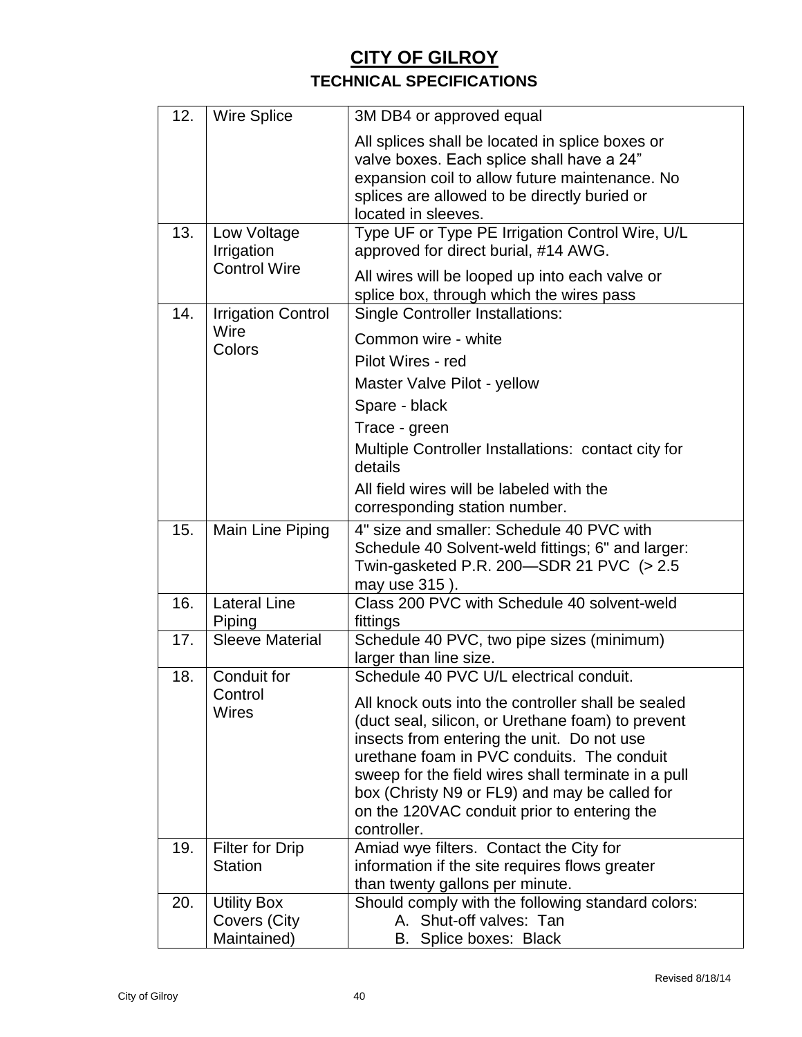# CITY OF GILROY

## TECHNICAL SPECIFICATIONS

| | | |
|---|---|---|
| 12. | Wire Splice | 3M DB4 or approved equal<br><br>All splices shall be located in splice boxes or valve boxes. Each splice shall have a 24" expansion coil to allow future maintenance. No splices are allowed to be directly buried or located in sleeves. |
| 13. | Low Voltage Irrigation Control Wire | Type UF or Type PE Irrigation Control Wire, U/L approved for direct burial, #14 AWG.<br><br>All wires will be looped up into each valve or splice box, through which the wires pass |
| 14. | Irrigation Control Wire Colors | Single Controller Installations:<br><br>Common wire - white<br><br>Pilot Wires - red<br><br>Master Valve Pilot - yellow<br><br>Spare - black<br><br>Trace - green<br><br>Multiple Controller Installations: contact city for details<br><br>All field wires will be labeled with the corresponding station number. |
| 15. | Main Line Piping | 4" size and smaller: Schedule 40 PVC with Schedule 40 Solvent-weld fittings; 6" and larger: Twin-gasketed P.R. 200—SDR 21 PVC (> 2.5 may use 315 ). |
| 16. | Lateral Line Piping | Class 200 PVC with Schedule 40 solvent-weld fittings |
| 17. | Sleeve Material | Schedule 40 PVC, two pipe sizes (minimum) larger than line size. |
| 18. | Conduit for Control Wires | Schedule 40 PVC U/L electrical conduit.<br><br>All knock outs into the controller shall be sealed (duct seal, silicon, or Urethane foam) to prevent insects from entering the unit. Do not use urethane foam in PVC conduits. The conduit sweep for the field wires shall terminate in a pull box (Christy N9 or FL9) and may be called for on the 120VAC conduit prior to entering the controller. |
| 19. | Filter for Drip Station | Amiad wye filters. Contact the City for information if the site requires flows greater than twenty gallons per minute. |
| 20. | Utility Box Covers (City Maintained) | Should comply with the following standard colors:<br>A. Shut-off valves: Tan<br>B. Splice boxes: Black |

Revised 8/18/14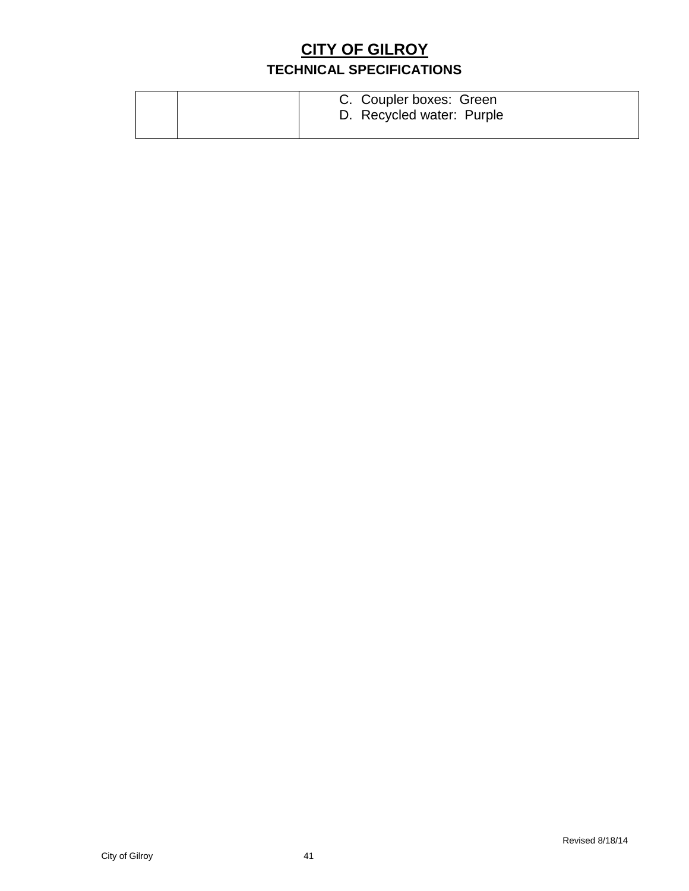| | | C. Coupler boxes: Green<br>D. Recycled water: Purple |
|---|---|---|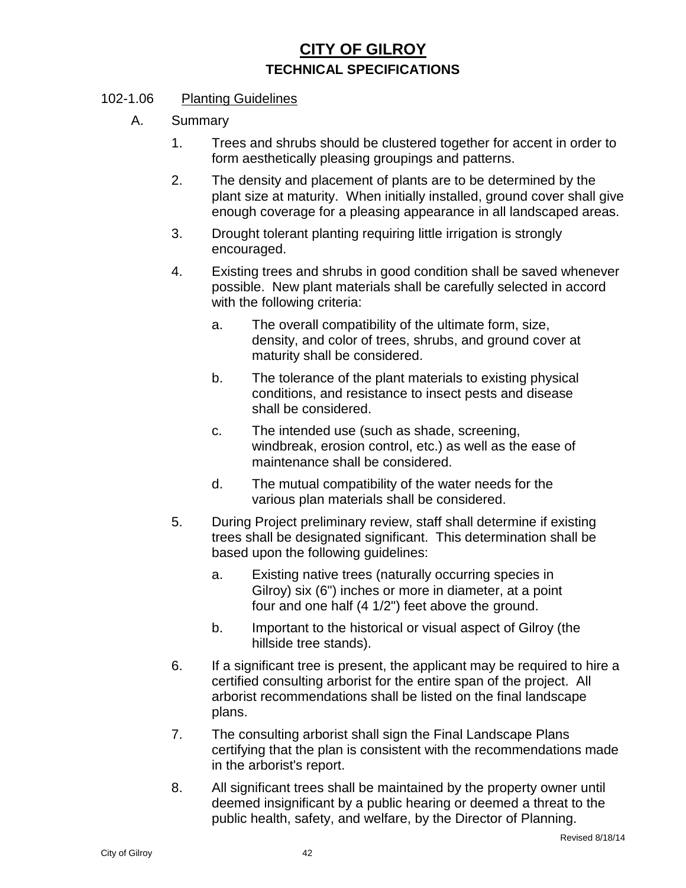# CITY OF GILROY

## TECHNICAL SPECIFICATIONS

### 102-1.06 Planting Guidelines

A. Summary

1. Trees and shrubs should be clustered together for accent in order to form aesthetically pleasing groupings and patterns.
2. The density and placement of plants are to be determined by the plant size at maturity. When initially installed, ground cover shall give enough coverage for a pleasing appearance in all landscaped areas.
3. Drought tolerant planting requiring little irrigation is strongly encouraged.
4. Existing trees and shrubs in good condition shall be saved whenever possible. New plant materials shall be carefully selected in accord with the following criteria:
   a. The overall compatibility of the ultimate form, size, density, and color of trees, shrubs, and ground cover at maturity shall be considered.
   b. The tolerance of the plant materials to existing physical conditions, and resistance to insect pests and disease shall be considered.
   c. The intended use (such as shade, screening, windbreak, erosion control, etc.) as well as the ease of maintenance shall be considered.
   d. The mutual compatibility of the water needs for the various plan materials shall be considered.
5. During Project preliminary review, staff shall determine if existing trees shall be designated significant. This determination shall be based upon the following guidelines:
   a. Existing native trees (naturally occurring species in Gilroy) six (6") inches or more in diameter, at a point four and one half (4 1/2") feet above the ground.
   b. Important to the historical or visual aspect of Gilroy (the hillside tree stands).
6. If a significant tree is present, the applicant may be required to hire a certified consulting arborist for the entire span of the project. All arborist recommendations shall be listed on the final landscape plans.
7. The consulting arborist shall sign the Final Landscape Plans certifying that the plan is consistent with the recommendations made in the arborist's report.
8. All significant trees shall be maintained by the property owner until deemed insignificant by a public hearing or deemed a threat to the public health, safety, and welfare, by the Director of Planning.

Revised 8/18/14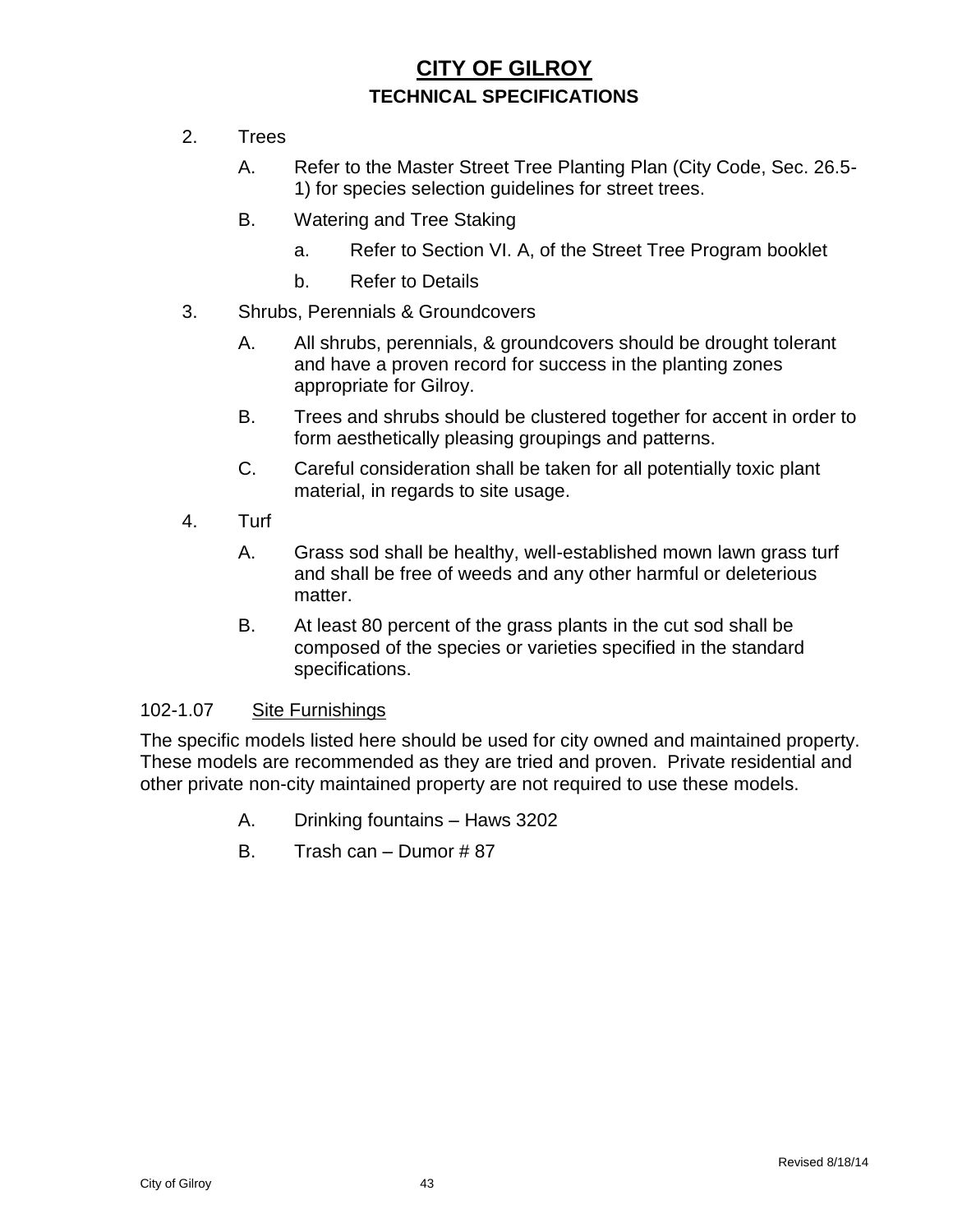2. Trees

   A. Refer to the Master Street Tree Planting Plan (City Code, Sec. 26.5-1) for species selection guidelines for street trees.

   B. Watering and Tree Staking

      a. Refer to Section VI. A, of the Street Tree Program booklet

      b. Refer to Details

3. Shrubs, Perennials & Groundcovers

   A. All shrubs, perennials, & groundcovers should be drought tolerant and have a proven record for success in the planting zones appropriate for Gilroy.

   B. Trees and shrubs should be clustered together for accent in order to form aesthetically pleasing groupings and patterns.

   C. Careful consideration shall be taken for all potentially toxic plant material, in regards to site usage.

4. Turf

   A. Grass sod shall be healthy, well-established mown lawn grass turf and shall be free of weeds and any other harmful or deleterious matter.

   B. At least 80 percent of the grass plants in the cut sod shall be composed of the species or varieties specified in the standard specifications.

102-1.07 Site Furnishings

The specific models listed here should be used for city owned and maintained property. These models are recommended as they are tried and proven. Private residential and other private non-city maintained property are not required to use these models.

A. Drinking fountains – Haws 3202

B. Trash can – Dumor # 87